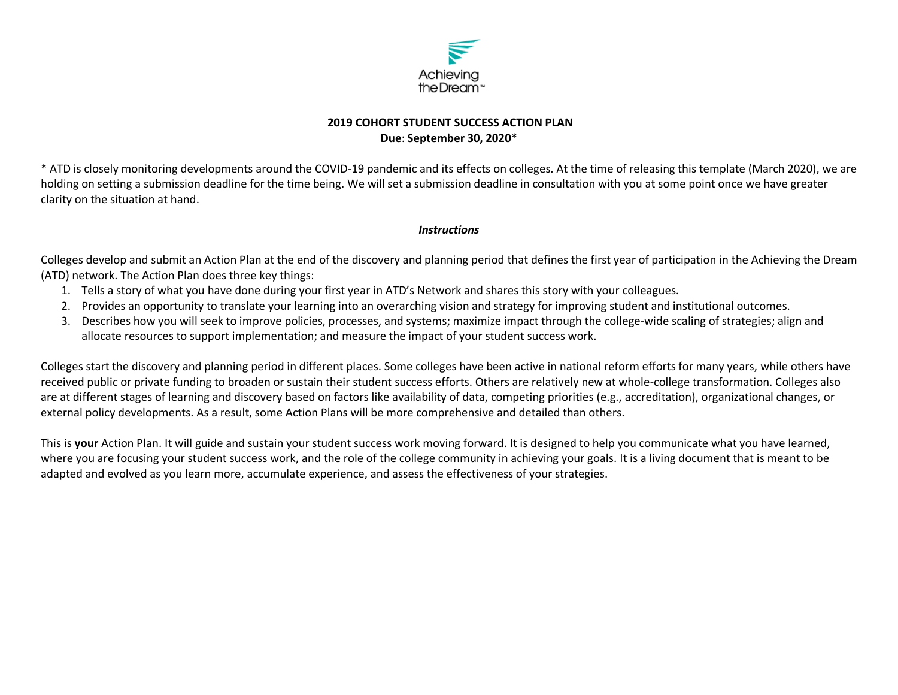# 2019 COHORT STUDENT SUCCESS ACTION PLAN

**Due: September 30, 2020***

* ATD is closely monitoring developments around the COVID-19 pandemic and its effects on colleges. At the time of releasing this template (March 2020), we are holding on setting a submission deadline for the time being. We will set a submission deadline in consultation with you at some point once we have greater clarity on the situation at hand.

***Instructions***

Colleges develop and submit an Action Plan at the end of the discovery and planning period that defines the first year of participation in the Achieving the Dream (ATD) network. The Action Plan does three key things:

1. Tells a story of what you have done during your first year in ATD's Network and shares this story with your colleagues.
2. Provides an opportunity to translate your learning into an overarching vision and strategy for improving student and institutional outcomes.
3. Describes how you will seek to improve policies, processes, and systems; maximize impact through the college-wide scaling of strategies; align and allocate resources to support implementation; and measure the impact of your student success work.

Colleges start the discovery and planning period in different places. Some colleges have been active in national reform efforts for many years, while others have received public or private funding to broaden or sustain their student success efforts. Others are relatively new at whole-college transformation. Colleges also are at different stages of learning and discovery based on factors like availability of data, competing priorities (e.g., accreditation), organizational changes, or external policy developments. As a result, some Action Plans will be more comprehensive and detailed than others.

This is **your** Action Plan. It will guide and sustain your student success work moving forward. It is designed to help you communicate what you have learned, where you are focusing your student success work, and the role of the college community in achieving your goals. It is a living document that is meant to be adapted and evolved as you learn more, accumulate experience, and assess the effectiveness of your strategies.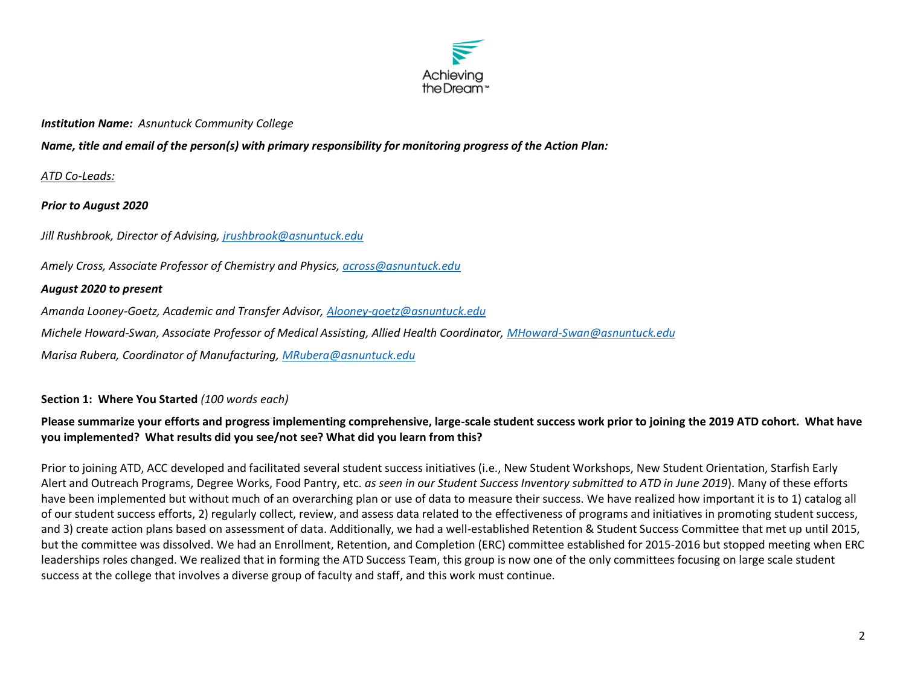***Institution Name:** Asnuntuck Community College*

***Name, title and email of the person(s) with primary responsibility for monitoring progress of the Action Plan:***

*ATD Co-Leads:*

***Prior to August 2020***

*Jill Rushbrook, Director of Advising, jrushbrook@asnuntuck.edu*

*Amely Cross, Associate Professor of Chemistry and Physics, across@asnuntuck.edu*

***August 2020 to present***

*Amanda Looney-Goetz, Academic and Transfer Advisor, Alooney-goetz@asnuntuck.edu*

*Michele Howard-Swan, Associate Professor of Medical Assisting, Allied Health Coordinator, MHoward-Swan@asnuntuck.edu*

*Marisa Rubera, Coordinator of Manufacturing, MRubera@asnuntuck.edu*

**Section 1: Where You Started** *(100 words each)*

**Please summarize your efforts and progress implementing comprehensive, large-scale student success work prior to joining the 2019 ATD cohort. What have you implemented? What results did you see/not see? What did you learn from this?**

Prior to joining ATD, ACC developed and facilitated several student success initiatives (i.e., New Student Workshops, New Student Orientation, Starfish Early Alert and Outreach Programs, Degree Works, Food Pantry, etc. *as seen in our Student Success Inventory submitted to ATD in June 2019*). Many of these efforts have been implemented but without much of an overarching plan or use of data to measure their success. We have realized how important it is to 1) catalog all of our student success efforts, 2) regularly collect, review, and assess data related to the effectiveness of programs and initiatives in promoting student success, and 3) create action plans based on assessment of data. Additionally, we had a well-established Retention & Student Success Committee that met up until 2015, but the committee was dissolved. We had an Enrollment, Retention, and Completion (ERC) committee established for 2015-2016 but stopped meeting when ERC leaderships roles changed. We realized that in forming the ATD Success Team, this group is now one of the only committees focusing on large scale student success at the college that involves a diverse group of faculty and staff, and this work must continue.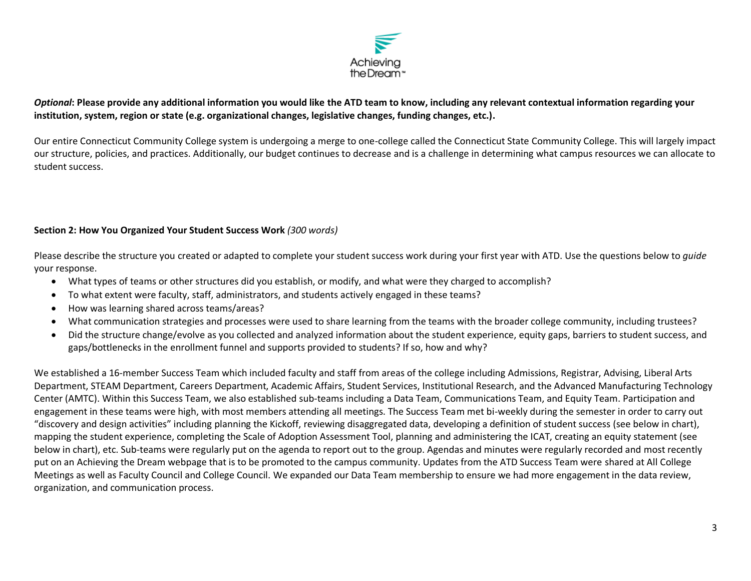***Optional*: Please provide any additional information you would like the ATD team to know, including any relevant contextual information regarding your institution, system, region or state (e.g. organizational changes, legislative changes, funding changes, etc.).**

Our entire Connecticut Community College system is undergoing a merge to one-college called the Connecticut State Community College. This will largely impact our structure, policies, and practices. Additionally, our budget continues to decrease and is a challenge in determining what campus resources we can allocate to student success.

**Section 2: How You Organized Your Student Success Work** *(300 words)*

Please describe the structure you created or adapted to complete your student success work during your first year with ATD. Use the questions below to *guide* your response.

- What types of teams or other structures did you establish, or modify, and what were they charged to accomplish?
- To what extent were faculty, staff, administrators, and students actively engaged in these teams?
- How was learning shared across teams/areas?
- What communication strategies and processes were used to share learning from the teams with the broader college community, including trustees?
- Did the structure change/evolve as you collected and analyzed information about the student experience, equity gaps, barriers to student success, and gaps/bottlenecks in the enrollment funnel and supports provided to students? If so, how and why?

We established a 16-member Success Team which included faculty and staff from areas of the college including Admissions, Registrar, Advising, Liberal Arts Department, STEAM Department, Careers Department, Academic Affairs, Student Services, Institutional Research, and the Advanced Manufacturing Technology Center (AMTC). Within this Success Team, we also established sub-teams including a Data Team, Communications Team, and Equity Team. Participation and engagement in these teams were high, with most members attending all meetings. The Success Team met bi-weekly during the semester in order to carry out "discovery and design activities" including planning the Kickoff, reviewing disaggregated data, developing a definition of student success (see below in chart), mapping the student experience, completing the Scale of Adoption Assessment Tool, planning and administering the ICAT, creating an equity statement (see below in chart), etc. Sub-teams were regularly put on the agenda to report out to the group. Agendas and minutes were regularly recorded and most recently put on an Achieving the Dream webpage that is to be promoted to the campus community. Updates from the ATD Success Team were shared at All College Meetings as well as Faculty Council and College Council. We expanded our Data Team membership to ensure we had more engagement in the data review, organization, and communication process.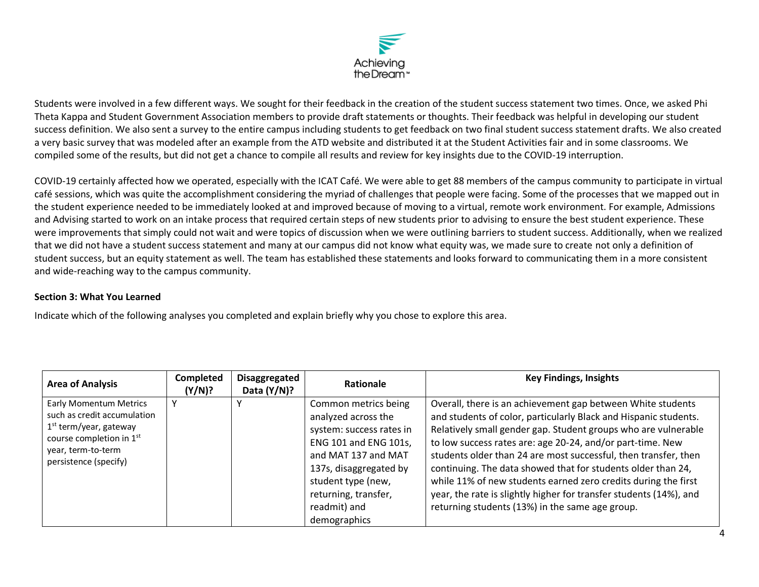Students were involved in a few different ways. We sought for their feedback in the creation of the student success statement two times. Once, we asked Phi Theta Kappa and Student Government Association members to provide draft statements or thoughts. Their feedback was helpful in developing our student success definition. We also sent a survey to the entire campus including students to get feedback on two final student success statement drafts. We also created a very basic survey that was modeled after an example from the ATD website and distributed it at the Student Activities fair and in some classrooms. We compiled some of the results, but did not get a chance to compile all results and review for key insights due to the COVID-19 interruption.

COVID-19 certainly affected how we operated, especially with the ICAT Café. We were able to get 88 members of the campus community to participate in virtual café sessions, which was quite the accomplishment considering the myriad of challenges that people were facing. Some of the processes that we mapped out in the student experience needed to be immediately looked at and improved because of moving to a virtual, remote work environment. For example, Admissions and Advising started to work on an intake process that required certain steps of new students prior to advising to ensure the best student experience. These were improvements that simply could not wait and were topics of discussion when we were outlining barriers to student success. Additionally, when we realized that we did not have a student success statement and many at our campus did not know what equity was, we made sure to create not only a definition of student success, but an equity statement as well. The team has established these statements and looks forward to communicating them in a more consistent and wide-reaching way to the campus community.

**Section 3: What You Learned**

Indicate which of the following analyses you completed and explain briefly why you chose to explore this area.

| Area of Analysis | Completed (Y/N)? | Disaggregated Data (Y/N)? | Rationale | Key Findings, Insights |
|---|---|---|---|---|
| Early Momentum Metrics such as credit accumulation 1st term/year, gateway course completion in 1st year, term-to-term persistence (specify) | Y | Y | Common metrics being analyzed across the system: success rates in ENG 101 and ENG 101s, and MAT 137 and MAT 137s, disaggregated by student type (new, returning, transfer, readmit) and demographics | Overall, there is an achievement gap between White students and students of color, particularly Black and Hispanic students. Relatively small gender gap. Student groups who are vulnerable to low success rates are: age 20-24, and/or part-time. New students older than 24 are most successful, then transfer, then continuing. The data showed that for students older than 24, while 11% of new students earned zero credits during the first year, the rate is slightly higher for transfer students (14%), and returning students (13%) in the same age group. |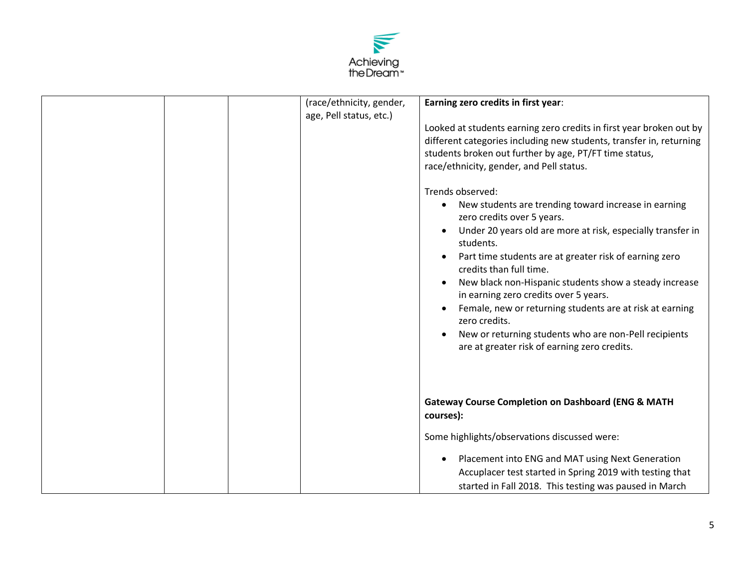| | | | | |
|---|---|---|---|---|
| | | | (race/ethnicity, gender, age, Pell status, etc.) | **Earning zero credits in first year**:<br><br>Looked at students earning zero credits in first year broken out by different categories including new students, transfer in, returning students broken out further by age, PT/FT time status, race/ethnicity, gender, and Pell status.<br><br>Trends observed:<br>• New students are trending toward increase in earning zero credits over 5 years.<br>• Under 20 years old are more at risk, especially transfer in students.<br>• Part time students are at greater risk of earning zero credits than full time.<br>• New black non-Hispanic students show a steady increase in earning zero credits over 5 years.<br>• Female, new or returning students are at risk at earning zero credits.<br>• New or returning students who are non-Pell recipients are at greater risk of earning zero credits.<br><br>**Gateway Course Completion on Dashboard (ENG & MATH courses):**<br><br>Some highlights/observations discussed were:<br><br>• Placement into ENG and MAT using Next Generation Accuplacer test started in Spring 2019 with testing that started in Fall 2018. This testing was paused in March |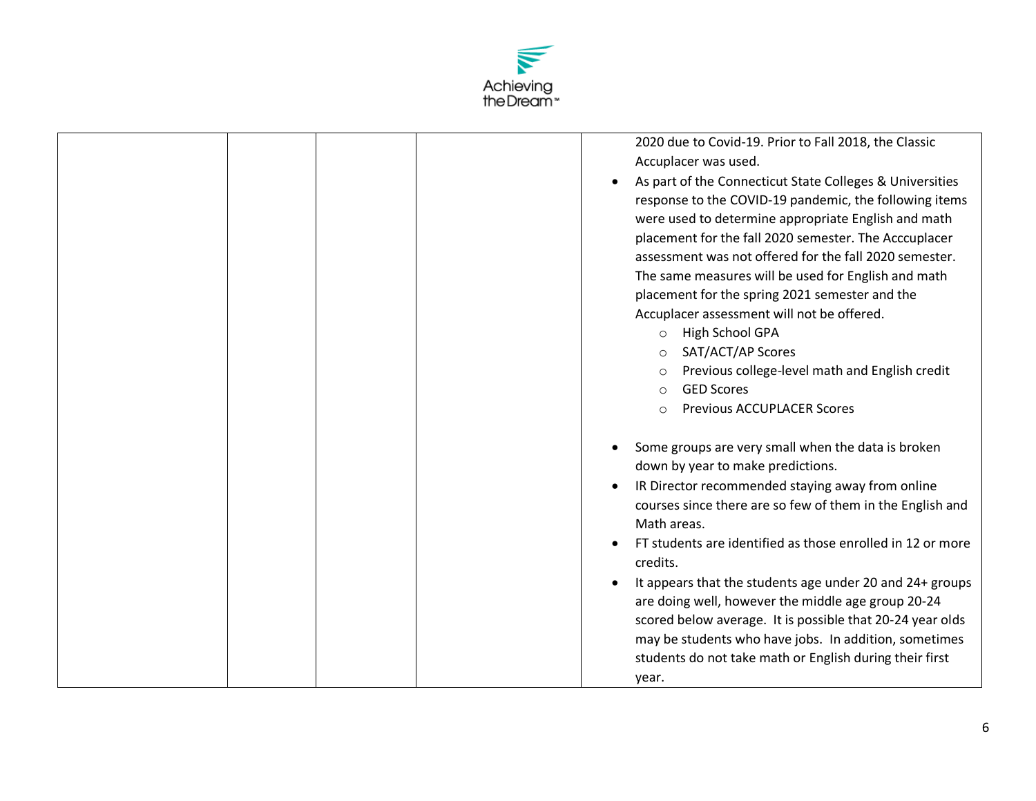| | | | | |
|---|---|---|---|---|
| | | | | 2020 due to Covid-19. Prior to Fall 2018, the Classic Accuplacer was used.<br>• As part of the Connecticut State Colleges & Universities response to the COVID-19 pandemic, the following items were used to determine appropriate English and math placement for the fall 2020 semester. The Acccuplacer assessment was not offered for the fall 2020 semester. The same measures will be used for English and math placement for the spring 2021 semester and the Accuplacer assessment will not be offered.<br>  ○ High School GPA<br>  ○ SAT/ACT/AP Scores<br>  ○ Previous college-level math and English credit<br>  ○ GED Scores<br>  ○ Previous ACCUPLACER Scores<br><br>• Some groups are very small when the data is broken down by year to make predictions.<br>• IR Director recommended staying away from online courses since there are so few of them in the English and Math areas.<br>• FT students are identified as those enrolled in 12 or more credits.<br>• It appears that the students age under 20 and 24+ groups are doing well, however the middle age group 20-24 scored below average. It is possible that 20-24 year olds may be students who have jobs. In addition, sometimes students do not take math or English during their first year. |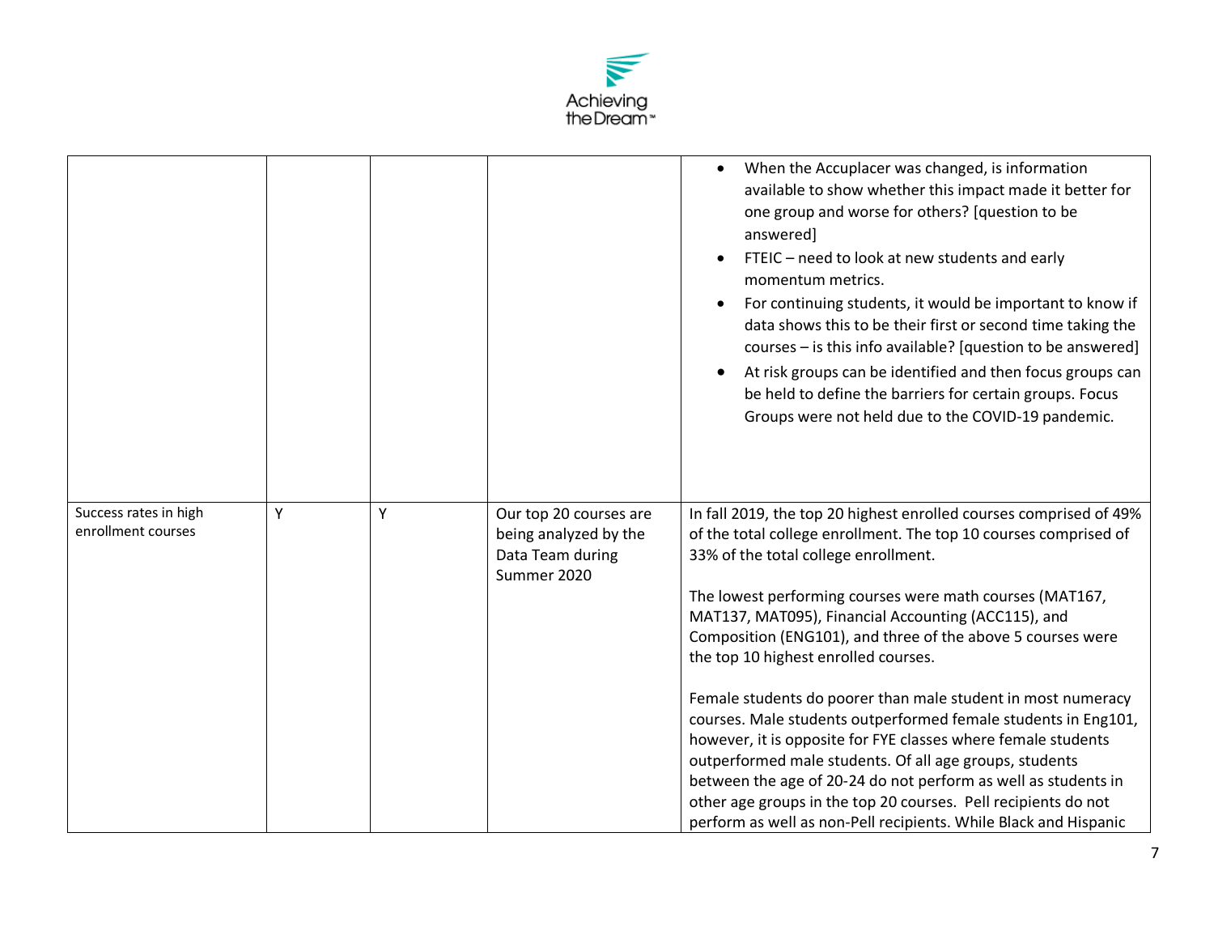| | | | | |
|---|---|---|---|---|
| | | | | • When the Accuplacer was changed, is information available to show whether this impact made it better for one group and worse for others? [question to be answered]<br>• FTEIC – need to look at new students and early momentum metrics.<br>• For continuing students, it would be important to know if data shows this to be their first or second time taking the courses – is this info available? [question to be answered]<br>• At risk groups can be identified and then focus groups can be held to define the barriers for certain groups. Focus Groups were not held due to the COVID-19 pandemic. |
| Success rates in high enrollment courses | Y | Y | Our top 20 courses are being analyzed by the Data Team during Summer 2020 | In fall 2019, the top 20 highest enrolled courses comprised of 49% of the total college enrollment. The top 10 courses comprised of 33% of the total college enrollment.<br><br>The lowest performing courses were math courses (MAT167, MAT137, MAT095), Financial Accounting (ACC115), and Composition (ENG101), and three of the above 5 courses were the top 10 highest enrolled courses.<br><br>Female students do poorer than male student in most numeracy courses. Male students outperformed female students in Eng101, however, it is opposite for FYE classes where female students outperformed male students. Of all age groups, students between the age of 20-24 do not perform as well as students in other age groups in the top 20 courses. Pell recipients do not perform as well as non-Pell recipients. While Black and Hispanic |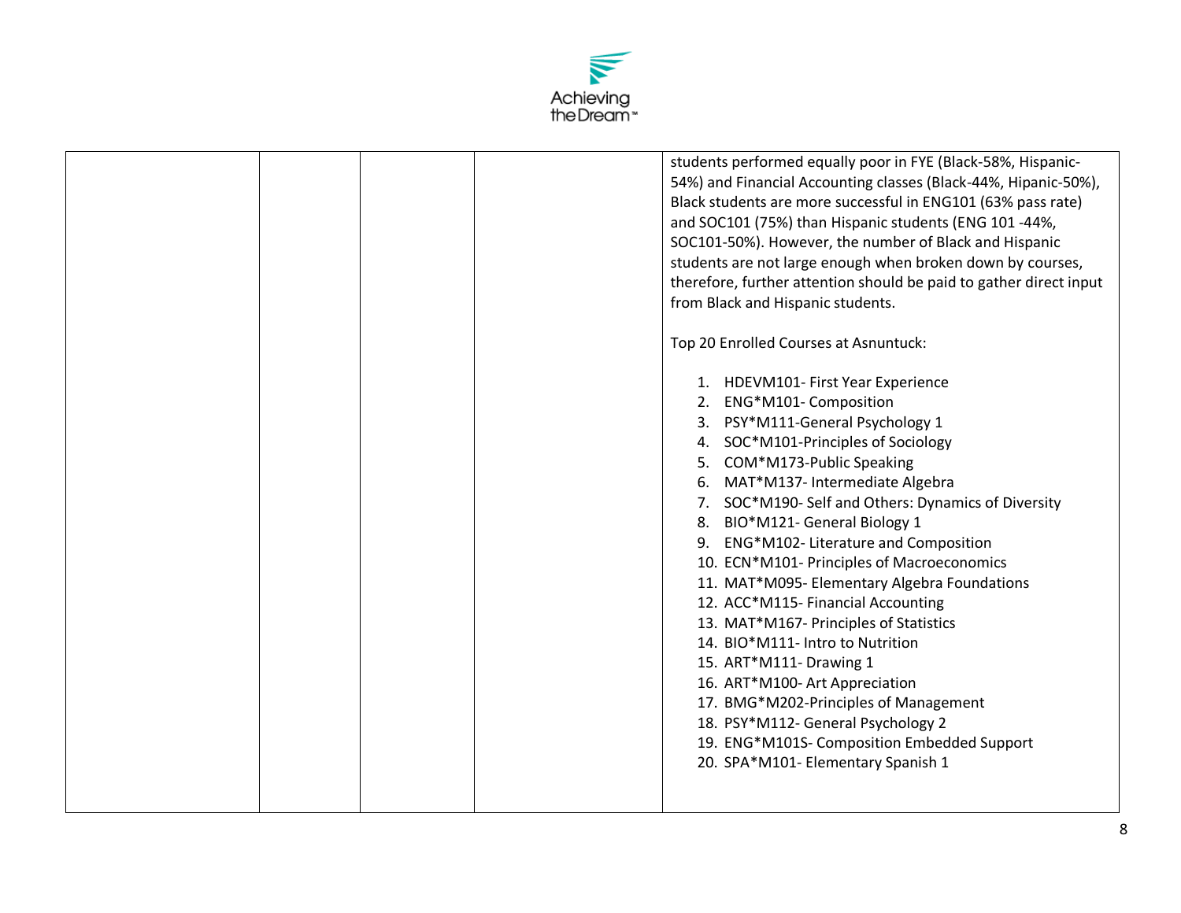| | | | | |
|---|---|---|---|---|
| | | | | students performed equally poor in FYE (Black-58%, Hispanic-54%) and Financial Accounting classes (Black-44%, Hipanic-50%), Black students are more successful in ENG101 (63% pass rate) and SOC101 (75%) than Hispanic students (ENG 101 -44%, SOC101-50%). However, the number of Black and Hispanic students are not large enough when broken down by courses, therefore, further attention should be paid to gather direct input from Black and Hispanic students.<br><br>Top 20 Enrolled Courses at Asnuntuck:<br><br>1. HDEVM101- First Year Experience<br>2. ENG*M101- Composition<br>3. PSY*M111-General Psychology 1<br>4. SOC*M101-Principles of Sociology<br>5. COM*M173-Public Speaking<br>6. MAT*M137- Intermediate Algebra<br>7. SOC*M190- Self and Others: Dynamics of Diversity<br>8. BIO*M121- General Biology 1<br>9. ENG*M102- Literature and Composition<br>10. ECN*M101- Principles of Macroeconomics<br>11. MAT*M095- Elementary Algebra Foundations<br>12. ACC*M115- Financial Accounting<br>13. MAT*M167- Principles of Statistics<br>14. BIO*M111- Intro to Nutrition<br>15. ART*M111- Drawing 1<br>16. ART*M100- Art Appreciation<br>17. BMG*M202-Principles of Management<br>18. PSY*M112- General Psychology 2<br>19. ENG*M101S- Composition Embedded Support<br>20. SPA*M101- Elementary Spanish 1 |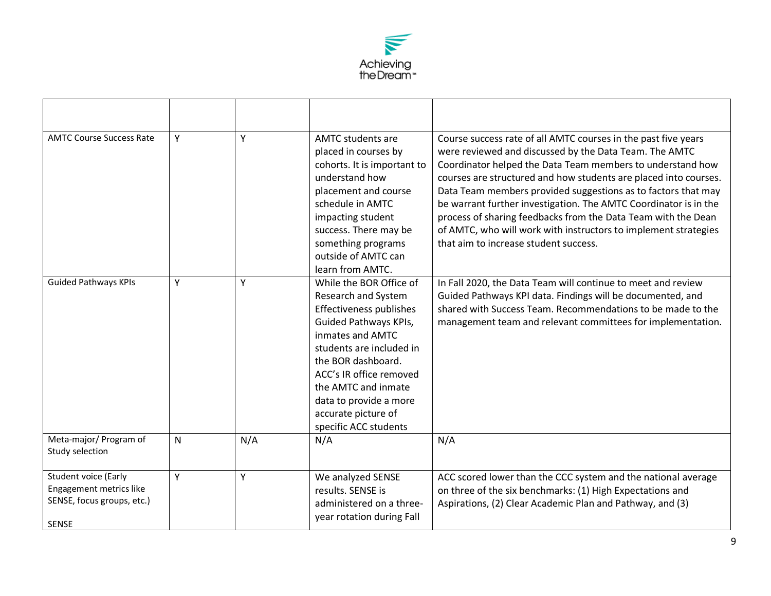| | | | | |
|---|---|---|---|---|
| AMTC Course Success Rate | Y | Y | AMTC students are placed in courses by cohorts. It is important to understand how placement and course schedule in AMTC impacting student success. There may be something programs outside of AMTC can learn from AMTC. | Course success rate of all AMTC courses in the past five years were reviewed and discussed by the Data Team. The AMTC Coordinator helped the Data Team members to understand how courses are structured and how students are placed into courses. Data Team members provided suggestions as to factors that may be warrant further investigation. The AMTC Coordinator is in the process of sharing feedbacks from the Data Team with the Dean of AMTC, who will work with instructors to implement strategies that aim to increase student success. |
| Guided Pathways KPIs | Y | Y | While the BOR Office of Research and System Effectiveness publishes Guided Pathways KPIs, inmates and AMTC students are included in the BOR dashboard. ACC's IR office removed the AMTC and inmate data to provide a more accurate picture of specific ACC students | In Fall 2020, the Data Team will continue to meet and review Guided Pathways KPI data. Findings will be documented, and shared with Success Team. Recommendations to be made to the management team and relevant committees for implementation. |
| Meta-major/ Program of Study selection | N | N/A | N/A | N/A |
| Student voice (Early Engagement metrics like SENSE, focus groups, etc.)<br><br>SENSE | Y | Y | We analyzed SENSE results. SENSE is administered on a three-year rotation during Fall | ACC scored lower than the CCC system and the national average on three of the six benchmarks: (1) High Expectations and Aspirations, (2) Clear Academic Plan and Pathway, and (3) |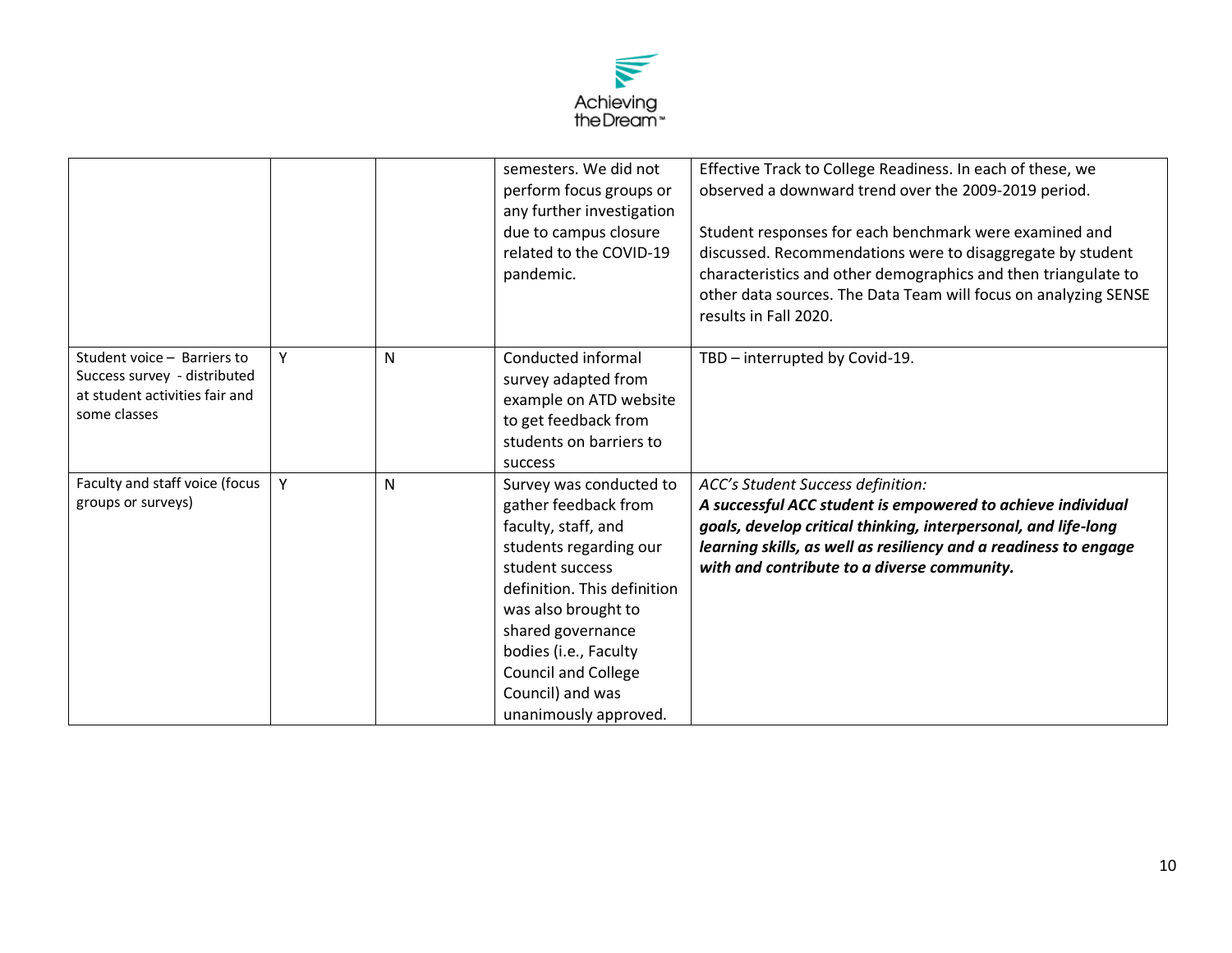| | | | | |
|---|---|---|---|---|
| | | | semesters. We did not perform focus groups or any further investigation due to campus closure related to the COVID-19 pandemic. | Effective Track to College Readiness. In each of these, we observed a downward trend over the 2009-2019 period.<br><br>Student responses for each benchmark were examined and discussed. Recommendations were to disaggregate by student characteristics and other demographics and then triangulate to other data sources. The Data Team will focus on analyzing SENSE results in Fall 2020. |
| Student voice – Barriers to Success survey - distributed at student activities fair and some classes | Y | N | Conducted informal survey adapted from example on ATD website to get feedback from students on barriers to success | TBD – interrupted by Covid-19. |
| Faculty and staff voice (focus groups or surveys) | Y | N | Survey was conducted to gather feedback from faculty, staff, and students regarding our student success definition. This definition was also brought to shared governance bodies (i.e., Faculty Council and College Council) and was unanimously approved. | *ACC's Student Success definition:*<br>***A successful ACC student is empowered to achieve individual goals, develop critical thinking, interpersonal, and life-long learning skills, as well as resiliency and a readiness to engage with and contribute to a diverse community.*** |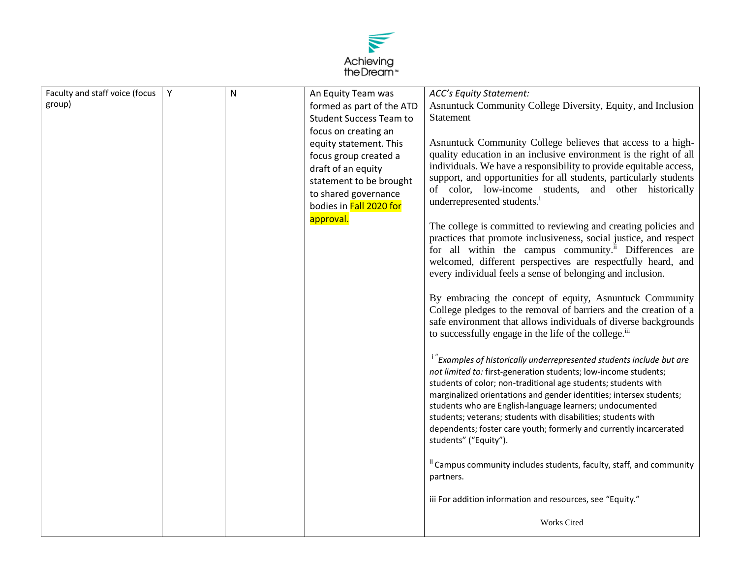| Faculty and staff voice (focus group) | Y | N | An Equity Team was formed as part of the ATD Student Success Team to focus on creating an equity statement. This focus group created a draft of an equity statement to be brought to shared governance bodies in Fall 2020 for approval. | *ACC's Equity Statement:*<br>Asnuntuck Community College Diversity, Equity, and Inclusion Statement<br><br>Asnuntuck Community College believes that access to a high-quality education in an inclusive environment is the right of all individuals. We have a responsibility to provide equitable access, support, and opportunities for all students, particularly students of color, low-income students, and other historically underrepresented students.[i]<br><br>The college is committed to reviewing and creating policies and practices that promote inclusiveness, social justice, and respect for all within the campus community.[ii] Differences are welcomed, different perspectives are respectfully heard, and every individual feels a sense of belonging and inclusion.<br><br>By embracing the concept of equity, Asnuntuck Community College pledges to the removal of barriers and the creation of a safe environment that allows individuals of diverse backgrounds to successfully engage in the life of the college.[iii]<br><br>[i] "*Examples of historically underrepresented students include but are not limited to:* first-generation students; low-income students; students of color; non-traditional age students; students with marginalized orientations and gender identities; intersex students; students who are English-language learners; undocumented students; veterans; students with disabilities; students with dependents; foster care youth; formerly and currently incarcerated students" ("Equity").<br><br>[ii] Campus community includes students, faculty, staff, and community partners.<br><br>iii For addition information and resources, see "Equity."<br><br>Works Cited |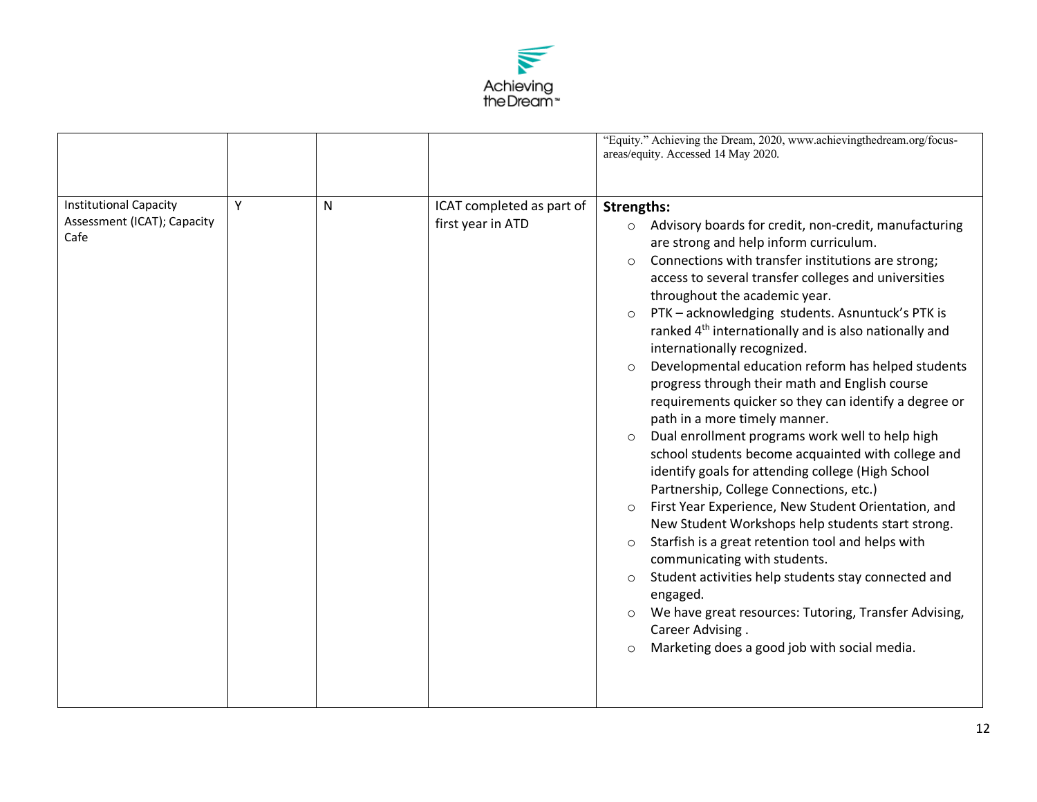| | | | | |
|---|---|---|---|---|
| | | | | "Equity." Achieving the Dream, 2020, www.achievingthedream.org/focus-areas/equity. Accessed 14 May 2020. |
| Institutional Capacity Assessment (ICAT); Capacity Cafe | Y | N | ICAT completed as part of first year in ATD | **Strengths:**<br>○ Advisory boards for credit, non-credit, manufacturing are strong and help inform curriculum.<br>○ Connections with transfer institutions are strong; access to several transfer colleges and universities throughout the academic year.<br>○ PTK – acknowledging students. Asnuntuck's PTK is ranked 4th internationally and is also nationally and internationally recognized.<br>○ Developmental education reform has helped students progress through their math and English course requirements quicker so they can identify a degree or path in a more timely manner.<br>○ Dual enrollment programs work well to help high school students become acquainted with college and identify goals for attending college (High School Partnership, College Connections, etc.)<br>○ First Year Experience, New Student Orientation, and New Student Workshops help students start strong.<br>○ Starfish is a great retention tool and helps with communicating with students.<br>○ Student activities help students stay connected and engaged.<br>○ We have great resources: Tutoring, Transfer Advising, Career Advising .<br>○ Marketing does a good job with social media. |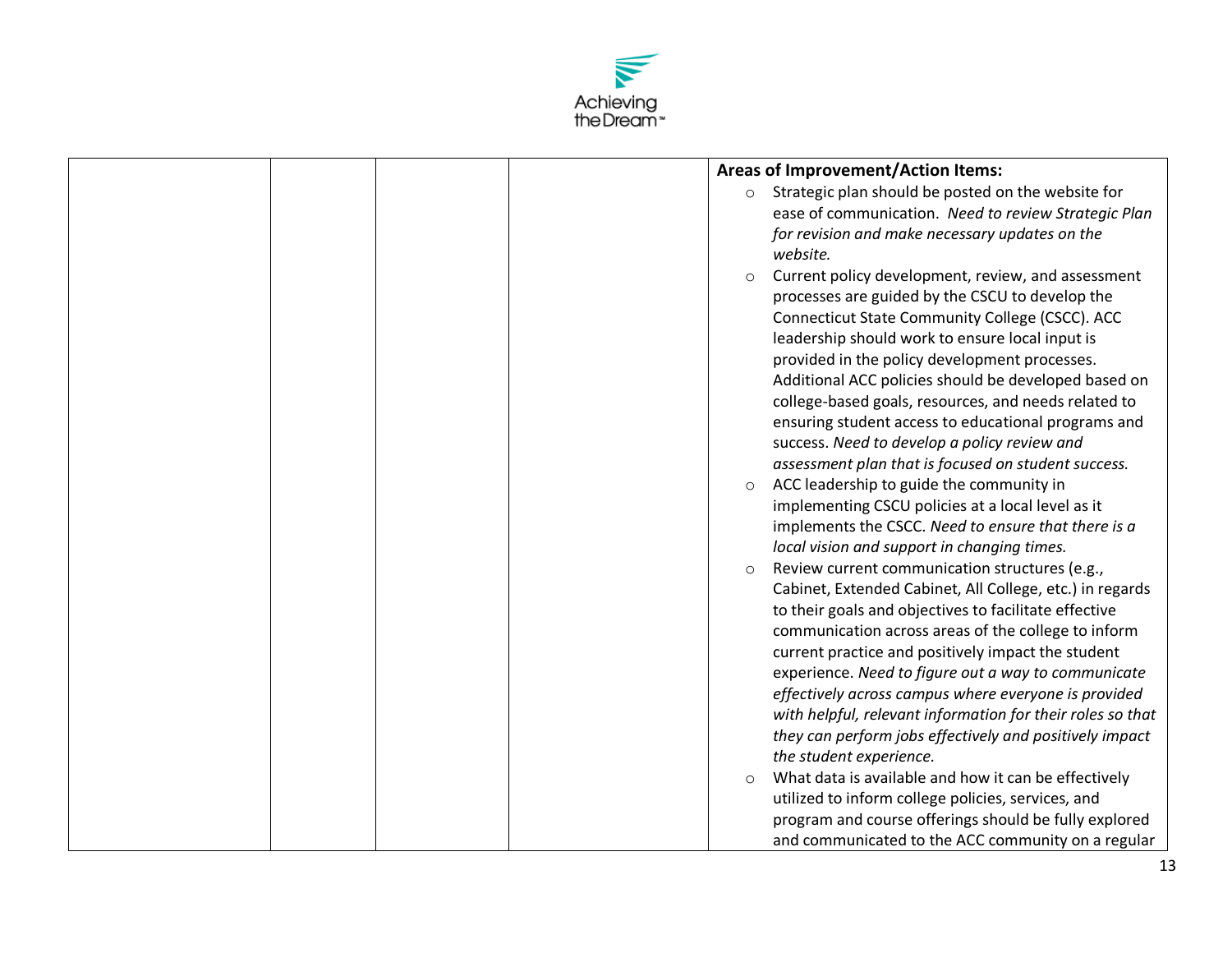| | | | | **Areas of Improvement/Action Items:**<br>- Strategic plan should be posted on the website for ease of communication. *Need to review Strategic Plan for revision and make necessary updates on the website.*<br>- Current policy development, review, and assessment processes are guided by the CSCU to develop the Connecticut State Community College (CSCC). ACC leadership should work to ensure local input is provided in the policy development processes. Additional ACC policies should be developed based on college-based goals, resources, and needs related to ensuring student access to educational programs and success. *Need to develop a policy review and assessment plan that is focused on student success.*<br>- ACC leadership to guide the community in implementing CSCU policies at a local level as it implements the CSCC. *Need to ensure that there is a local vision and support in changing times.*<br>- Review current communication structures (e.g., Cabinet, Extended Cabinet, All College, etc.) in regards to their goals and objectives to facilitate effective communication across areas of the college to inform current practice and positively impact the student experience. *Need to figure out a way to communicate effectively across campus where everyone is provided with helpful, relevant information for their roles so that they can perform jobs effectively and positively impact the student experience.*<br>- What data is available and how it can be effectively utilized to inform college policies, services, and program and course offerings should be fully explored and communicated to the ACC community on a regular |
|---|---|---|---|---|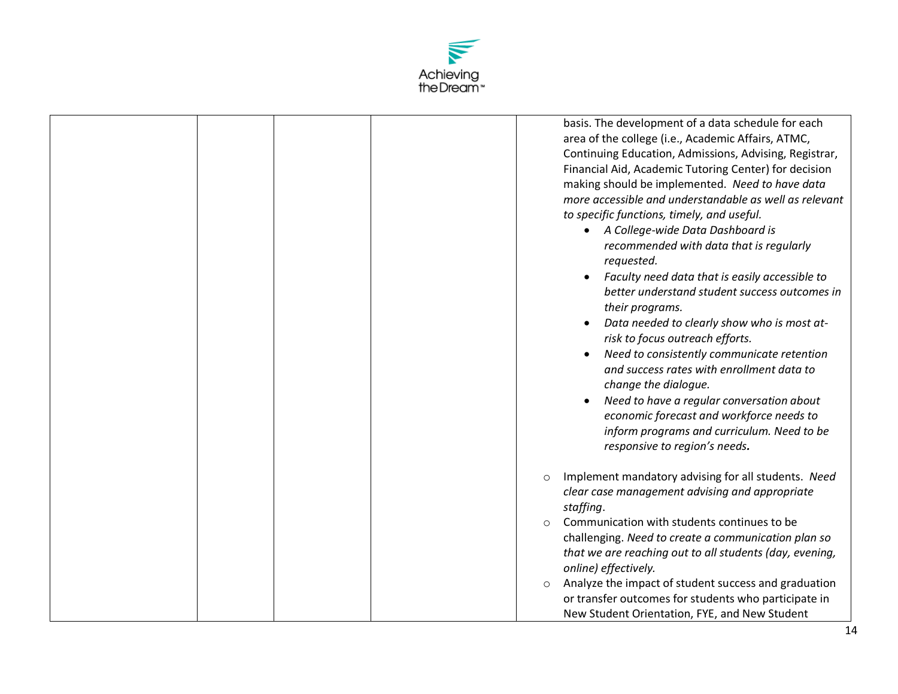| | | | | |
|---|---|---|---|---|
| | | | | basis. The development of a data schedule for each area of the college (i.e., Academic Affairs, ATMC, Continuing Education, Admissions, Advising, Registrar, Financial Aid, Academic Tutoring Center) for decision making should be implemented. *Need to have data more accessible and understandable as well as relevant to specific functions, timely, and useful.*<br>• *A College-wide Data Dashboard is recommended with data that is regularly requested.*<br>• *Faculty need data that is easily accessible to better understand student success outcomes in their programs.*<br>• *Data needed to clearly show who is most at-risk to focus outreach efforts.*<br>• *Need to consistently communicate retention and success rates with enrollment data to change the dialogue.*<br>• *Need to have a regular conversation about economic forecast and workforce needs to inform programs and curriculum. Need to be responsive to region's needs.*<br><br>○ Implement mandatory advising for all students. *Need clear case management advising and appropriate staffing*.<br>○ Communication with students continues to be challenging. *Need to create a communication plan so that we are reaching out to all students (day, evening, online) effectively.*<br>○ Analyze the impact of student success and graduation or transfer outcomes for students who participate in New Student Orientation, FYE, and New Student |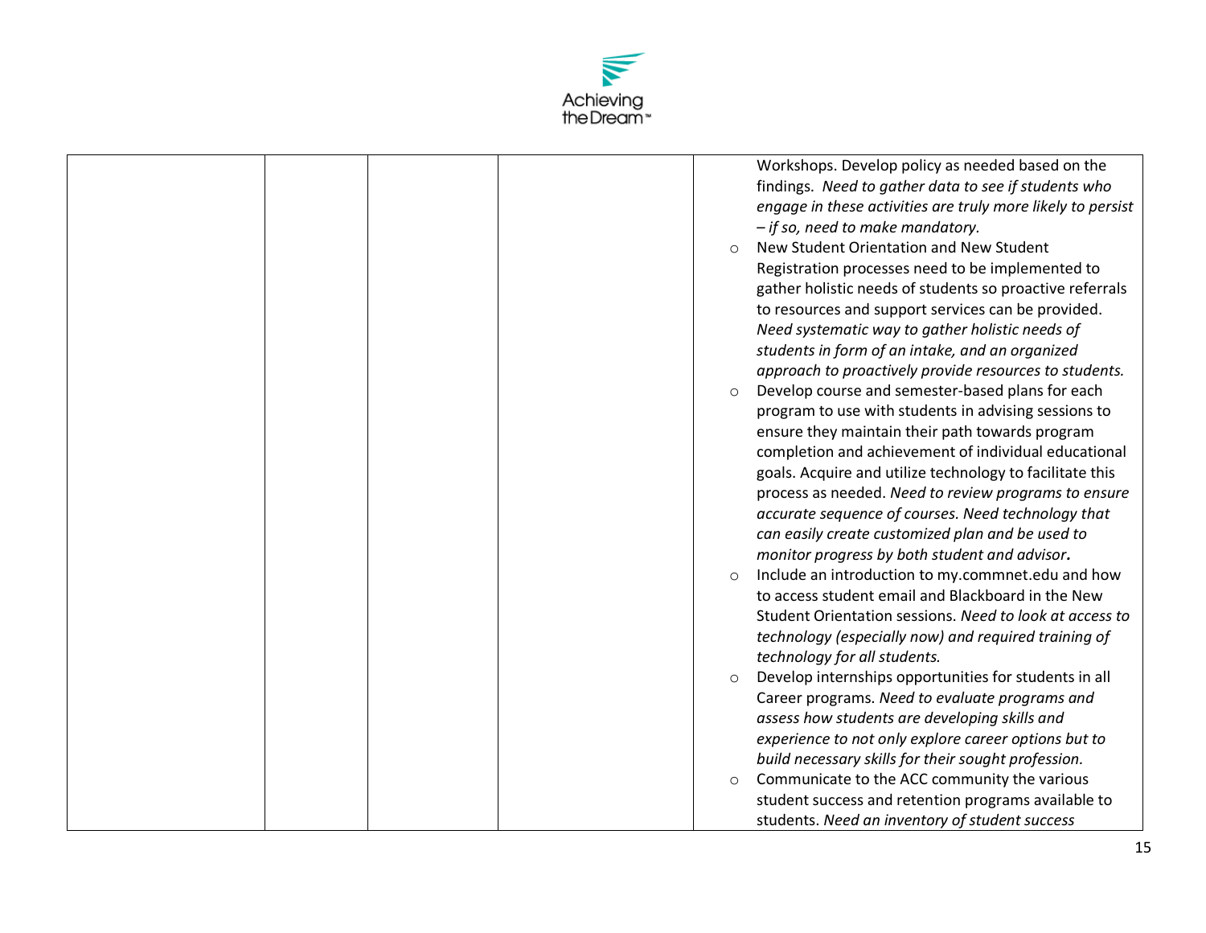|  |  |  |  | Workshops. Develop policy as needed based on the findings. *Need to gather data to see if students who engage in these activities are truly more likely to persist – if so, need to make mandatory.*<br>○ New Student Orientation and New Student Registration processes need to be implemented to gather holistic needs of students so proactive referrals to resources and support services can be provided. *Need systematic way to gather holistic needs of students in form of an intake, and an organized approach to proactively provide resources to students.*<br>○ Develop course and semester-based plans for each program to use with students in advising sessions to ensure they maintain their path towards program completion and achievement of individual educational goals. Acquire and utilize technology to facilitate this process as needed. *Need to review programs to ensure accurate sequence of courses. Need technology that can easily create customized plan and be used to monitor progress by both student and advisor.*<br>○ Include an introduction to my.commnet.edu and how to access student email and Blackboard in the New Student Orientation sessions. *Need to look at access to technology (especially now) and required training of technology for all students.*<br>○ Develop internships opportunities for students in all Career programs. *Need to evaluate programs and assess how students are developing skills and experience to not only explore career options but to build necessary skills for their sought profession.*<br>○ Communicate to the ACC community the various student success and retention programs available to students. *Need an inventory of student success* |
|---|---|---|---|---|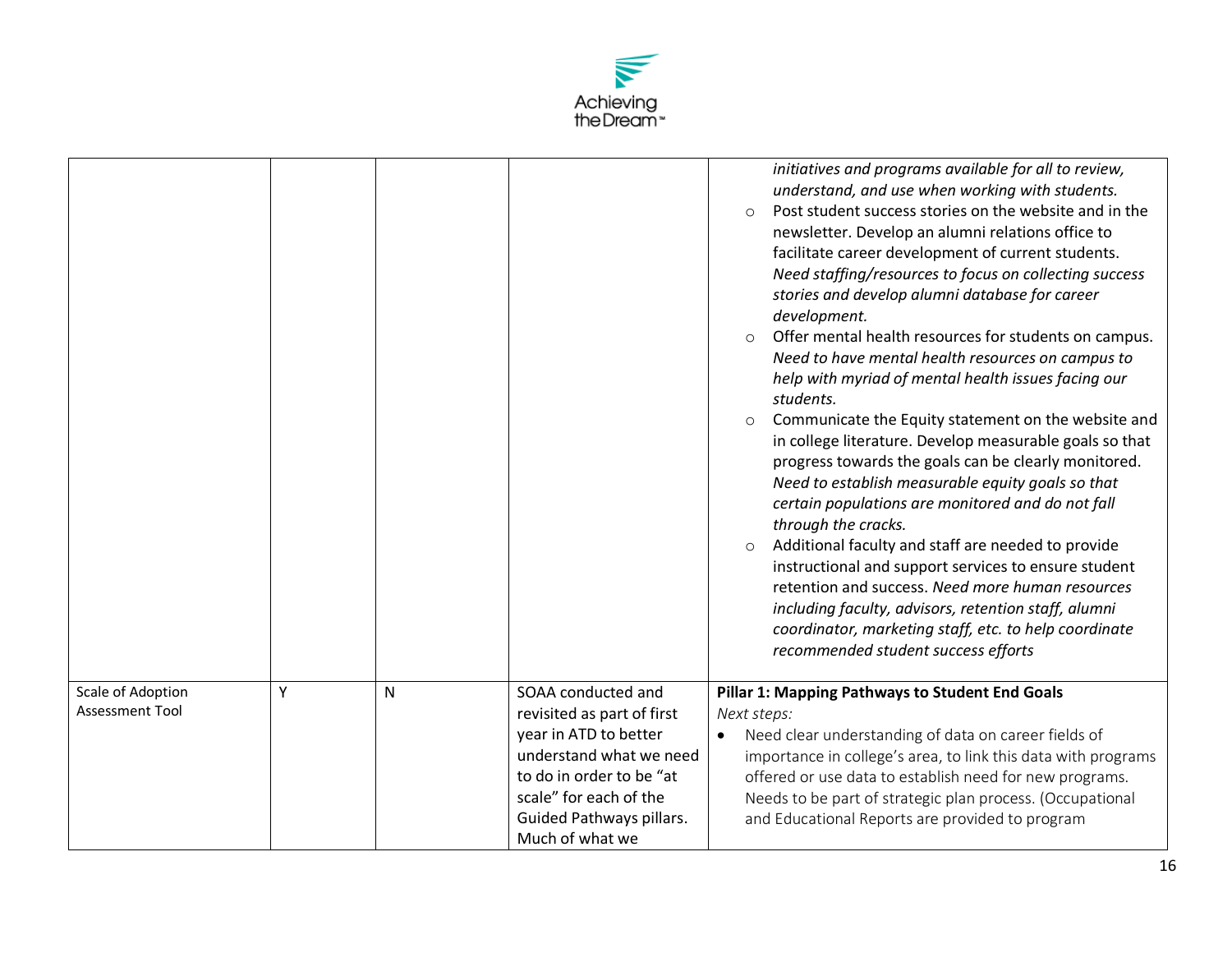| | | | | |
|---|---|---|---|---|
| | | | | *initiatives and programs available for all to review, understand, and use when working with students.*<br>◦ Post student success stories on the website and in the newsletter. Develop an alumni relations office to facilitate career development of current students. *Need staffing/resources to focus on collecting success stories and develop alumni database for career development.*<br>◦ Offer mental health resources for students on campus. *Need to have mental health resources on campus to help with myriad of mental health issues facing our students.*<br>◦ Communicate the Equity statement on the website and in college literature. Develop measurable goals so that progress towards the goals can be clearly monitored. *Need to establish measurable equity goals so that certain populations are monitored and do not fall through the cracks.*<br>◦ Additional faculty and staff are needed to provide instructional and support services to ensure student retention and success. *Need more human resources including faculty, advisors, retention staff, alumni coordinator, marketing staff, etc. to help coordinate recommended student success efforts* |
| Scale of Adoption Assessment Tool | Y | N | SOAA conducted and revisited as part of first year in ATD to better understand what we need to do in order to be "at scale" for each of the Guided Pathways pillars. Much of what we | **Pillar 1: Mapping Pathways to Student End Goals**<br>*Next steps:*<br>• Need clear understanding of data on career fields of importance in college's area, to link this data with programs offered or use data to establish need for new programs. Needs to be part of strategic plan process. (Occupational and Educational Reports are provided to program |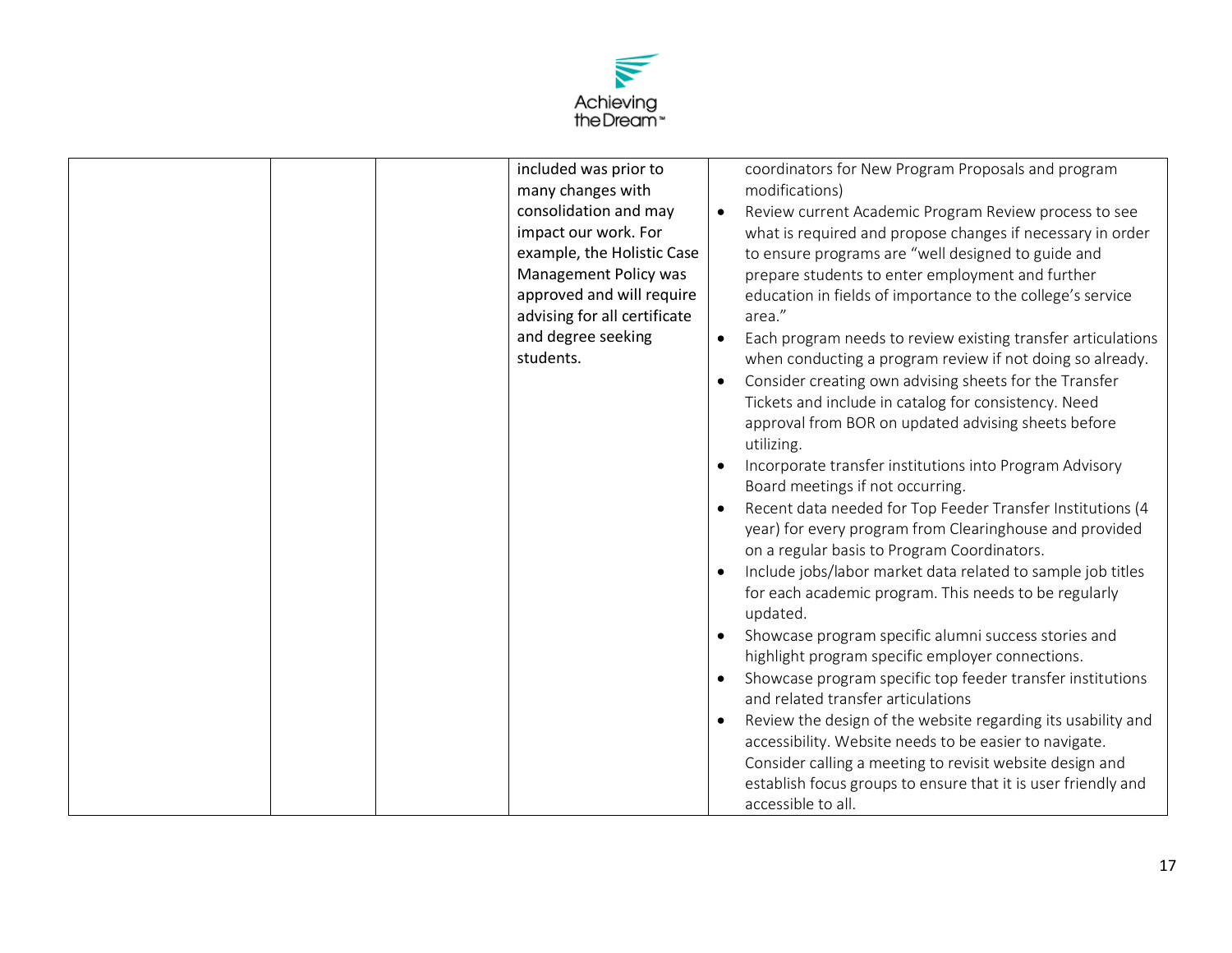| | | | | |
|---|---|---|---|---|
| | | | included was prior to many changes with consolidation and may impact our work. For example, the Holistic Case Management Policy was approved and will require advising for all certificate and degree seeking students. | coordinators for New Program Proposals and program modifications)<br>• Review current Academic Program Review process to see what is required and propose changes if necessary in order to ensure programs are "well designed to guide and prepare students to enter employment and further education in fields of importance to the college's service area."<br>• Each program needs to review existing transfer articulations when conducting a program review if not doing so already.<br>• Consider creating own advising sheets for the Transfer Tickets and include in catalog for consistency. Need approval from BOR on updated advising sheets before utilizing.<br>• Incorporate transfer institutions into Program Advisory Board meetings if not occurring.<br>• Recent data needed for Top Feeder Transfer Institutions (4 year) for every program from Clearinghouse and provided on a regular basis to Program Coordinators.<br>• Include jobs/labor market data related to sample job titles for each academic program. This needs to be regularly updated.<br>• Showcase program specific alumni success stories and highlight program specific employer connections.<br>• Showcase program specific top feeder transfer institutions and related transfer articulations<br>• Review the design of the website regarding its usability and accessibility. Website needs to be easier to navigate. Consider calling a meeting to revisit website design and establish focus groups to ensure that it is user friendly and accessible to all. |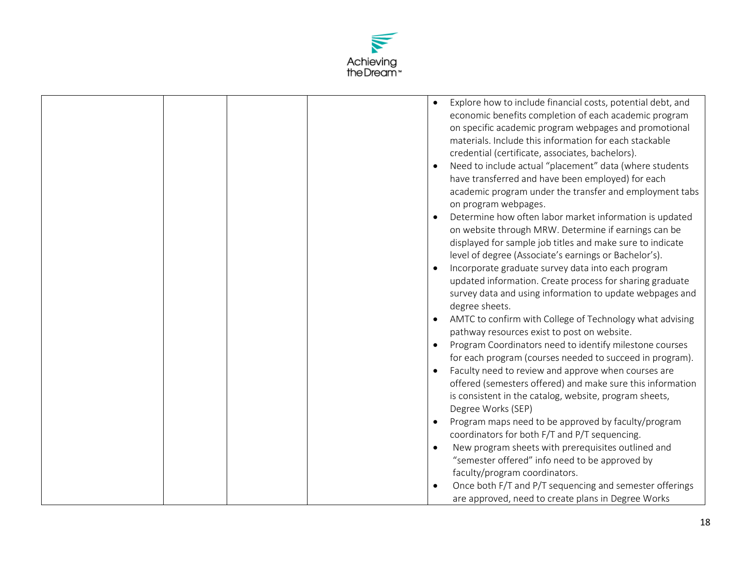|  |  |  |  |  |
|---|---|---|---|---|
|  |  |  |  | • Explore how to include financial costs, potential debt, and economic benefits completion of each academic program on specific academic program webpages and promotional materials. Include this information for each stackable credential (certificate, associates, bachelors).<br>• Need to include actual "placement" data (where students have transferred and have been employed) for each academic program under the transfer and employment tabs on program webpages.<br>• Determine how often labor market information is updated on website through MRW. Determine if earnings can be displayed for sample job titles and make sure to indicate level of degree (Associate's earnings or Bachelor's).<br>• Incorporate graduate survey data into each program updated information. Create process for sharing graduate survey data and using information to update webpages and degree sheets.<br>• AMTC to confirm with College of Technology what advising pathway resources exist to post on website.<br>• Program Coordinators need to identify milestone courses for each program (courses needed to succeed in program).<br>• Faculty need to review and approve when courses are offered (semesters offered) and make sure this information is consistent in the catalog, website, program sheets, Degree Works (SEP)<br>• Program maps need to be approved by faculty/program coordinators for both F/T and P/T sequencing.<br>• New program sheets with prerequisites outlined and "semester offered" info need to be approved by faculty/program coordinators.<br>• Once both F/T and P/T sequencing and semester offerings are approved, need to create plans in Degree Works |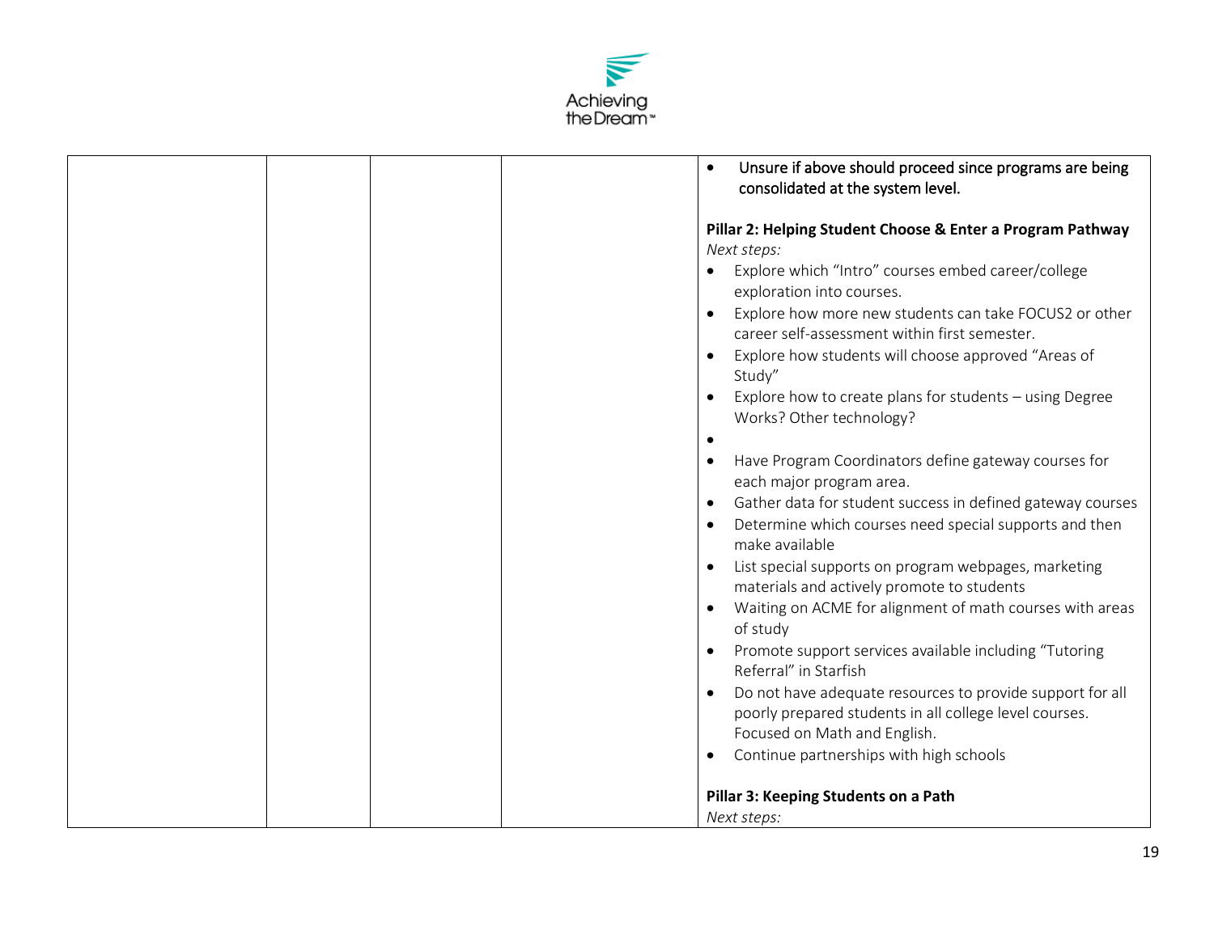| | | | | |
|---|---|---|---|---|
| | | | | • Unsure if above should proceed since programs are being consolidated at the system level.<br><br>**Pillar 2: Helping Student Choose & Enter a Program Pathway**<br>*Next steps:*<br>• Explore which "Intro" courses embed career/college exploration into courses.<br>• Explore how more new students can take FOCUS2 or other career self-assessment within first semester.<br>• Explore how students will choose approved "Areas of Study"<br>• Explore how to create plans for students – using Degree Works? Other technology?<br>•<br>• Have Program Coordinators define gateway courses for each major program area.<br>• Gather data for student success in defined gateway courses<br>• Determine which courses need special supports and then make available<br>• List special supports on program webpages, marketing materials and actively promote to students<br>• Waiting on ACME for alignment of math courses with areas of study<br>• Promote support services available including "Tutoring Referral" in Starfish<br>• Do not have adequate resources to provide support for all poorly prepared students in all college level courses. Focused on Math and English.<br>• Continue partnerships with high schools<br><br>**Pillar 3: Keeping Students on a Path**<br>*Next steps:* |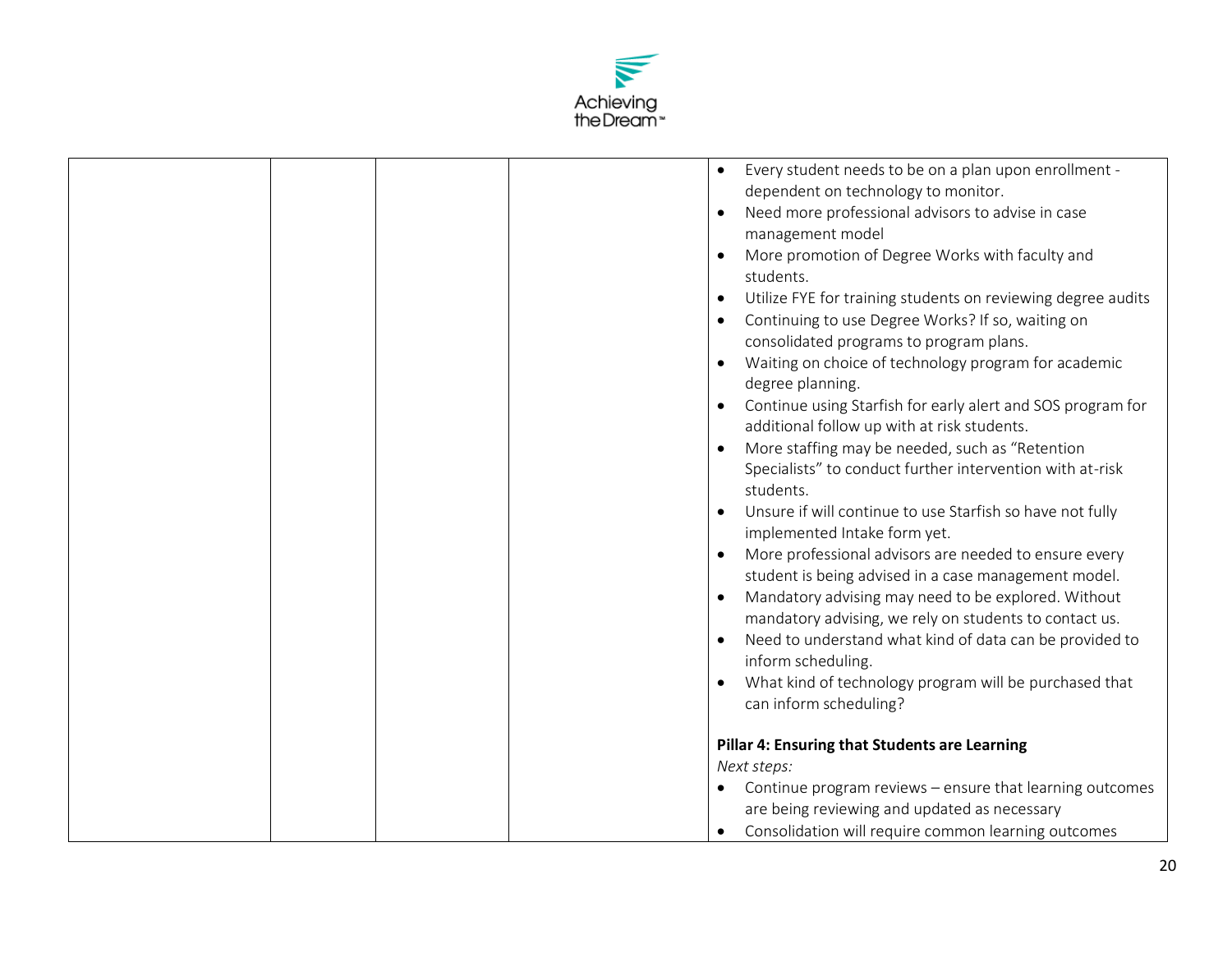| | | | | |
|---|---|---|---|---|
| | | | | • Every student needs to be on a plan upon enrollment - dependent on technology to monitor.<br>• Need more professional advisors to advise in case management model<br>• More promotion of Degree Works with faculty and students.<br>• Utilize FYE for training students on reviewing degree audits<br>• Continuing to use Degree Works? If so, waiting on consolidated programs to program plans.<br>• Waiting on choice of technology program for academic degree planning.<br>• Continue using Starfish for early alert and SOS program for additional follow up with at risk students.<br>• More staffing may be needed, such as "Retention Specialists" to conduct further intervention with at-risk students.<br>• Unsure if will continue to use Starfish so have not fully implemented Intake form yet.<br>• More professional advisors are needed to ensure every student is being advised in a case management model.<br>• Mandatory advising may need to be explored. Without mandatory advising, we rely on students to contact us.<br>• Need to understand what kind of data can be provided to inform scheduling.<br>• What kind of technology program will be purchased that can inform scheduling?<br><br>**Pillar 4: Ensuring that Students are Learning**<br>*Next steps:*<br>• Continue program reviews – ensure that learning outcomes are being reviewing and updated as necessary<br>• Consolidation will require common learning outcomes |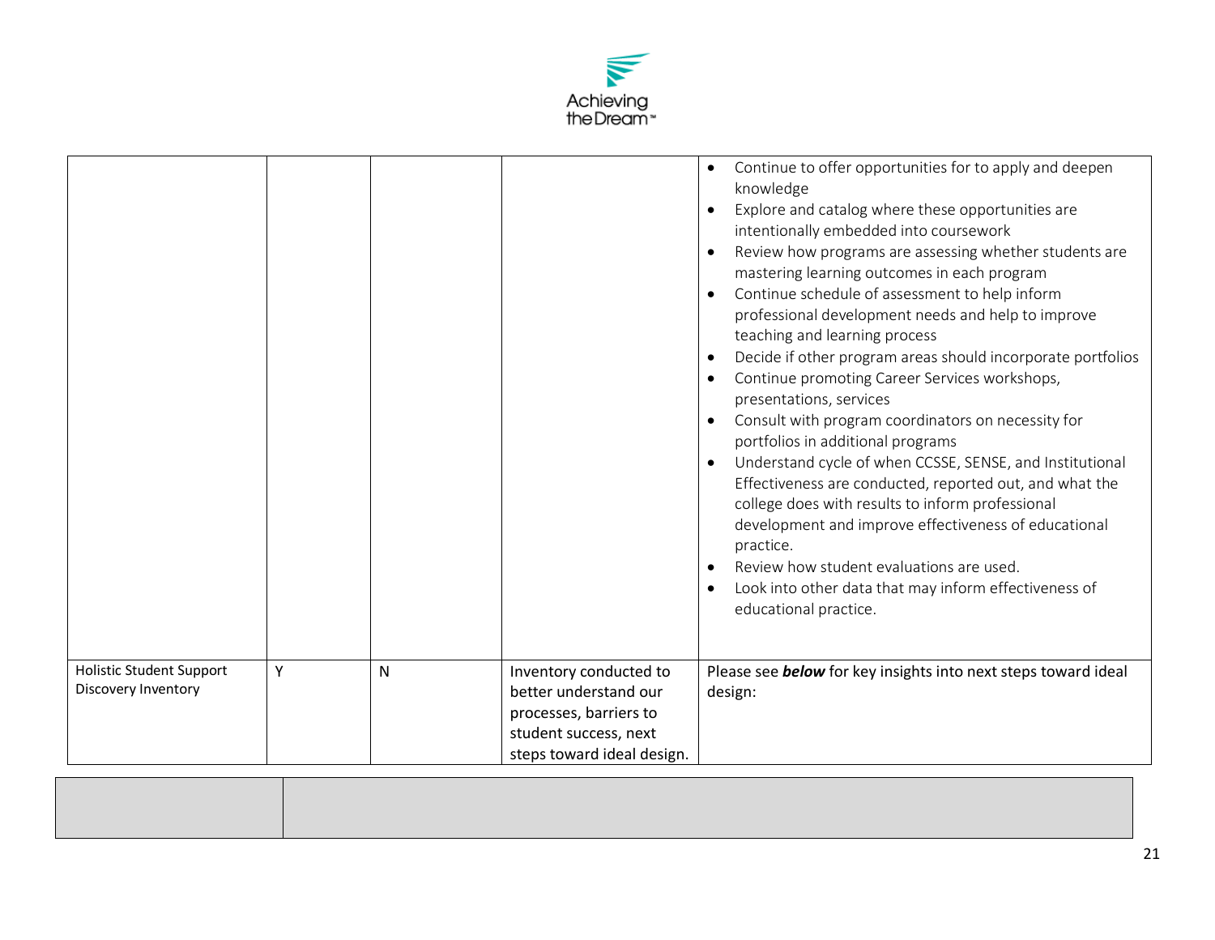| | | | | |
|---|---|---|---|---|
| | | | | • Continue to offer opportunities for to apply and deepen knowledge<br>• Explore and catalog where these opportunities are intentionally embedded into coursework<br>• Review how programs are assessing whether students are mastering learning outcomes in each program<br>• Continue schedule of assessment to help inform professional development needs and help to improve teaching and learning process<br>• Decide if other program areas should incorporate portfolios<br>• Continue promoting Career Services workshops, presentations, services<br>• Consult with program coordinators on necessity for portfolios in additional programs<br>• Understand cycle of when CCSSE, SENSE, and Institutional Effectiveness are conducted, reported out, and what the college does with results to inform professional development and improve effectiveness of educational practice.<br>• Review how student evaluations are used.<br>• Look into other data that may inform effectiveness of educational practice. |
| Holistic Student Support Discovery Inventory | Y | N | Inventory conducted to better understand our processes, barriers to student success, next steps toward ideal design. | Please see ***below*** for key insights into next steps toward ideal design: |

| | |
|---|---|
| | |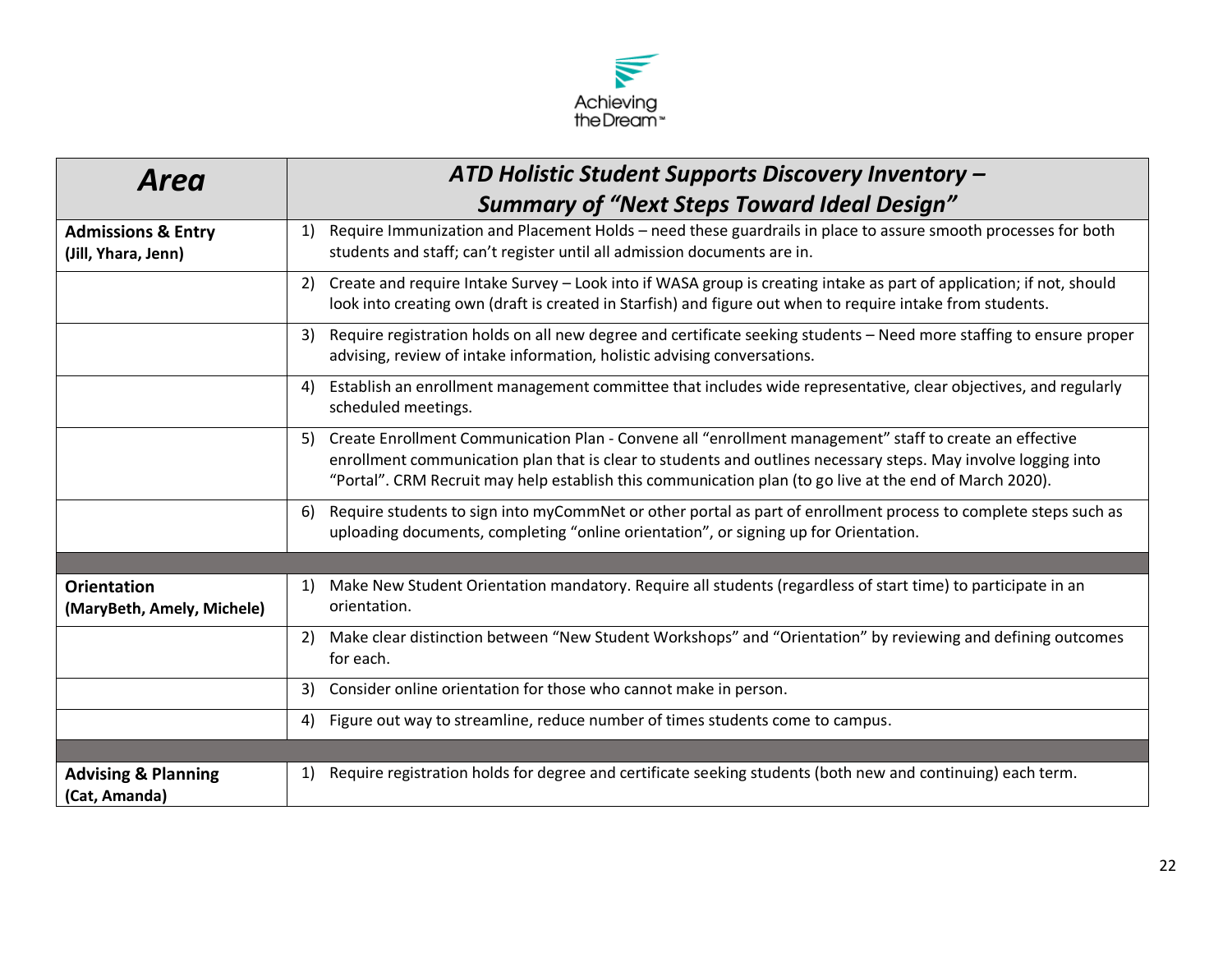Achieving the Dream™

| Area | ATD Holistic Student Supports Discovery Inventory – Summary of "Next Steps Toward Ideal Design" |
|---|---|
| **Admissions & Entry (Jill, Yhara, Jenn)** | 1) Require Immunization and Placement Holds – need these guardrails in place to assure smooth processes for both students and staff; can't register until all admission documents are in. |
| | 2) Create and require Intake Survey – Look into if WASA group is creating intake as part of application; if not, should look into creating own (draft is created in Starfish) and figure out when to require intake from students. |
| | 3) Require registration holds on all new degree and certificate seeking students – Need more staffing to ensure proper advising, review of intake information, holistic advising conversations. |
| | 4) Establish an enrollment management committee that includes wide representative, clear objectives, and regularly scheduled meetings. |
| | 5) Create Enrollment Communication Plan - Convene all "enrollment management" staff to create an effective enrollment communication plan that is clear to students and outlines necessary steps. May involve logging into "Portal". CRM Recruit may help establish this communication plan (to go live at the end of March 2020). |
| | 6) Require students to sign into myCommNet or other portal as part of enrollment process to complete steps such as uploading documents, completing "online orientation", or signing up for Orientation. |
| | |
| **Orientation (MaryBeth, Amely, Michele)** | 1) Make New Student Orientation mandatory. Require all students (regardless of start time) to participate in an orientation. |
| | 2) Make clear distinction between "New Student Workshops" and "Orientation" by reviewing and defining outcomes for each. |
| | 3) Consider online orientation for those who cannot make in person. |
| | 4) Figure out way to streamline, reduce number of times students come to campus. |
| | |
| **Advising & Planning (Cat, Amanda)** | 1) Require registration holds for degree and certificate seeking students (both new and continuing) each term. |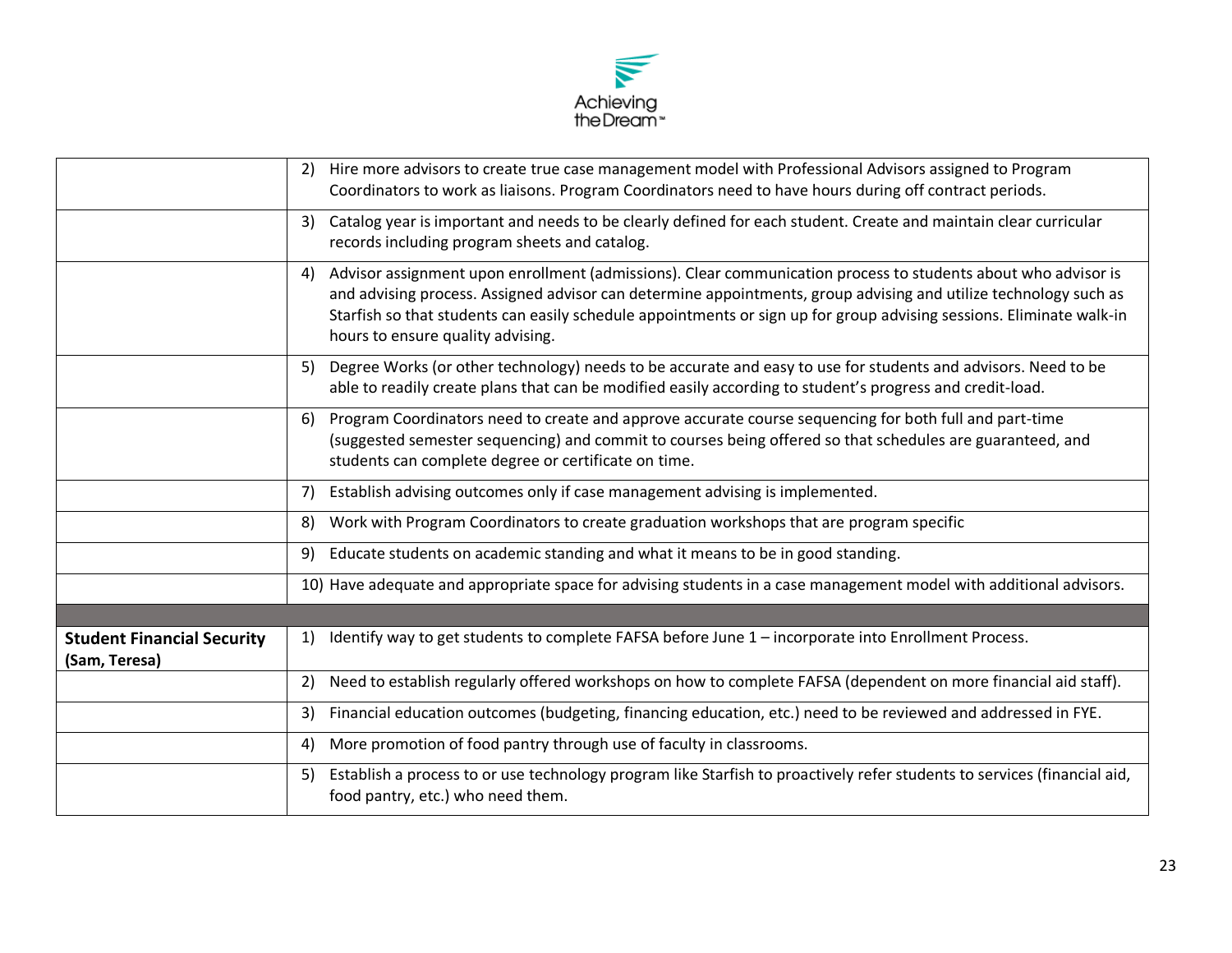| | |
|---|---|
| | 2) Hire more advisors to create true case management model with Professional Advisors assigned to Program Coordinators to work as liaisons. Program Coordinators need to have hours during off contract periods. |
| | 3) Catalog year is important and needs to be clearly defined for each student. Create and maintain clear curricular records including program sheets and catalog. |
| | 4) Advisor assignment upon enrollment (admissions). Clear communication process to students about who advisor is and advising process. Assigned advisor can determine appointments, group advising and utilize technology such as Starfish so that students can easily schedule appointments or sign up for group advising sessions. Eliminate walk-in hours to ensure quality advising. |
| | 5) Degree Works (or other technology) needs to be accurate and easy to use for students and advisors. Need to be able to readily create plans that can be modified easily according to student's progress and credit-load. |
| | 6) Program Coordinators need to create and approve accurate course sequencing for both full and part-time (suggested semester sequencing) and commit to courses being offered so that schedules are guaranteed, and students can complete degree or certificate on time. |
| | 7) Establish advising outcomes only if case management advising is implemented. |
| | 8) Work with Program Coordinators to create graduation workshops that are program specific |
| | 9) Educate students on academic standing and what it means to be in good standing. |
| | 10) Have adequate and appropriate space for advising students in a case management model with additional advisors. |
| | |
| **Student Financial Security (Sam, Teresa)** | 1) Identify way to get students to complete FAFSA before June 1 – incorporate into Enrollment Process. |
| | 2) Need to establish regularly offered workshops on how to complete FAFSA (dependent on more financial aid staff). |
| | 3) Financial education outcomes (budgeting, financing education, etc.) need to be reviewed and addressed in FYE. |
| | 4) More promotion of food pantry through use of faculty in classrooms. |
| | 5) Establish a process to or use technology program like Starfish to proactively refer students to services (financial aid, food pantry, etc.) who need them. |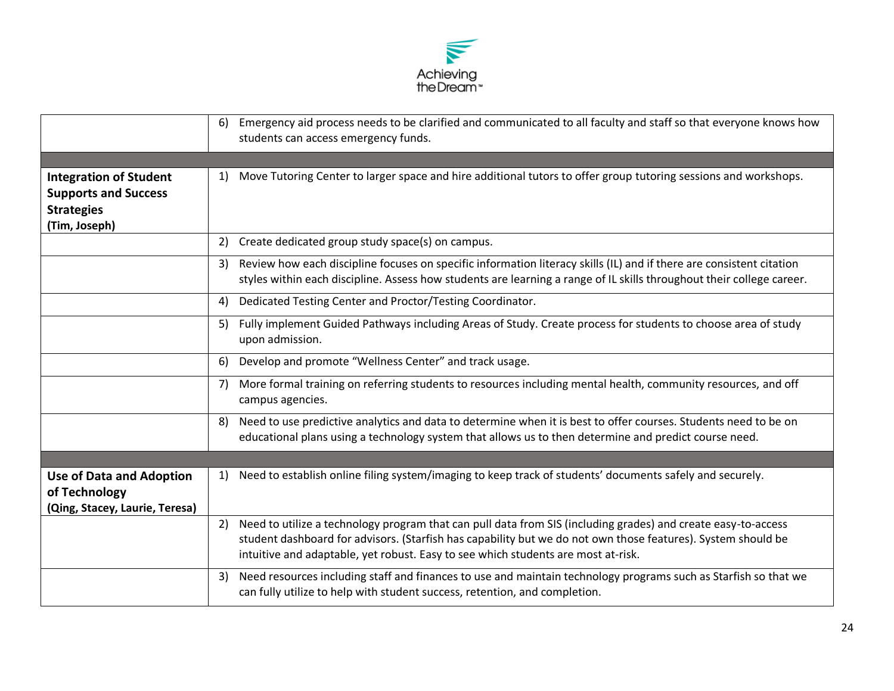| | |
|---|---|
| | 6) Emergency aid process needs to be clarified and communicated to all faculty and staff so that everyone knows how students can access emergency funds. |
| | |
| **Integration of Student Supports and Success Strategies (Tim, Joseph)** | 1) Move Tutoring Center to larger space and hire additional tutors to offer group tutoring sessions and workshops. |
| | 2) Create dedicated group study space(s) on campus. |
| | 3) Review how each discipline focuses on specific information literacy skills (IL) and if there are consistent citation styles within each discipline. Assess how students are learning a range of IL skills throughout their college career. |
| | 4) Dedicated Testing Center and Proctor/Testing Coordinator. |
| | 5) Fully implement Guided Pathways including Areas of Study. Create process for students to choose area of study upon admission. |
| | 6) Develop and promote "Wellness Center" and track usage. |
| | 7) More formal training on referring students to resources including mental health, community resources, and off campus agencies. |
| | 8) Need to use predictive analytics and data to determine when it is best to offer courses. Students need to be on educational plans using a technology system that allows us to then determine and predict course need. |
| | |
| **Use of Data and Adoption of Technology (Qing, Stacey, Laurie, Teresa)** | 1) Need to establish online filing system/imaging to keep track of students' documents safely and securely. |
| | 2) Need to utilize a technology program that can pull data from SIS (including grades) and create easy-to-access student dashboard for advisors. (Starfish has capability but we do not own those features). System should be intuitive and adaptable, yet robust. Easy to see which students are most at-risk. |
| | 3) Need resources including staff and finances to use and maintain technology programs such as Starfish so that we can fully utilize to help with student success, retention, and completion. |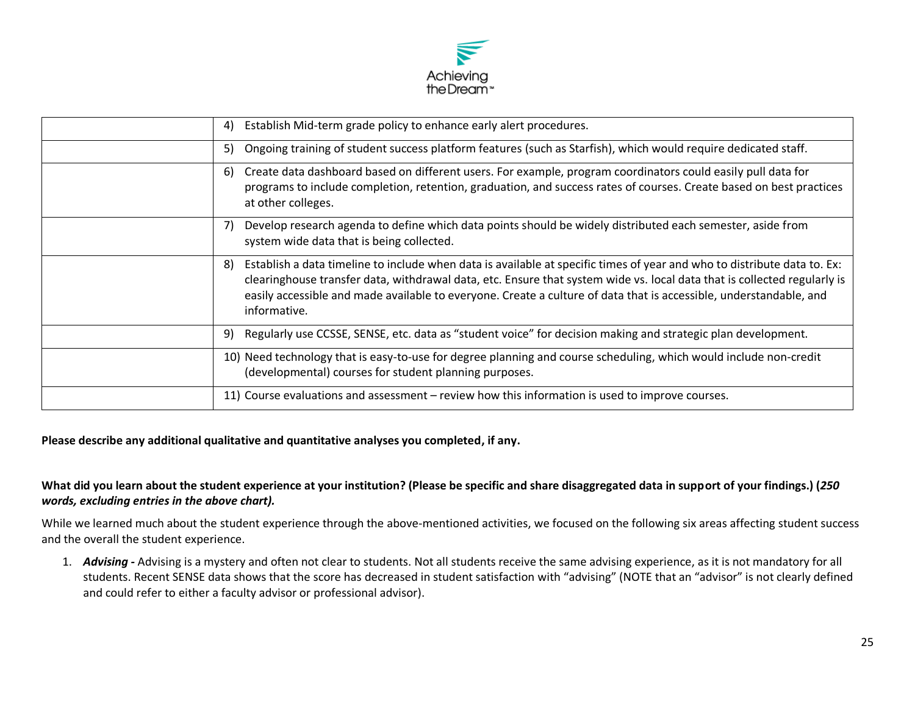| | |
|---|---|
| | 4) Establish Mid-term grade policy to enhance early alert procedures. |
| | 5) Ongoing training of student success platform features (such as Starfish), which would require dedicated staff. |
| | 6) Create data dashboard based on different users. For example, program coordinators could easily pull data for programs to include completion, retention, graduation, and success rates of courses. Create based on best practices at other colleges. |
| | 7) Develop research agenda to define which data points should be widely distributed each semester, aside from system wide data that is being collected. |
| | 8) Establish a data timeline to include when data is available at specific times of year and who to distribute data to. Ex: clearinghouse transfer data, withdrawal data, etc. Ensure that system wide vs. local data that is collected regularly is easily accessible and made available to everyone. Create a culture of data that is accessible, understandable, and informative. |
| | 9) Regularly use CCSSE, SENSE, etc. data as "student voice" for decision making and strategic plan development. |
| | 10) Need technology that is easy-to-use for degree planning and course scheduling, which would include non-credit (developmental) courses for student planning purposes. |
| | 11) Course evaluations and assessment – review how this information is used to improve courses. |

**Please describe any additional qualitative and quantitative analyses you completed, if any.**

**What did you learn about the student experience at your institution? (Please be specific and share disaggregated data in support of your findings.) (*250 words, excluding entries in the above chart).***

While we learned much about the student experience through the above-mentioned activities, we focused on the following six areas affecting student success and the overall the student experience.

1. ***Advising -*** Advising is a mystery and often not clear to students. Not all students receive the same advising experience, as it is not mandatory for all students. Recent SENSE data shows that the score has decreased in student satisfaction with "advising" (NOTE that an "advisor" is not clearly defined and could refer to either a faculty advisor or professional advisor).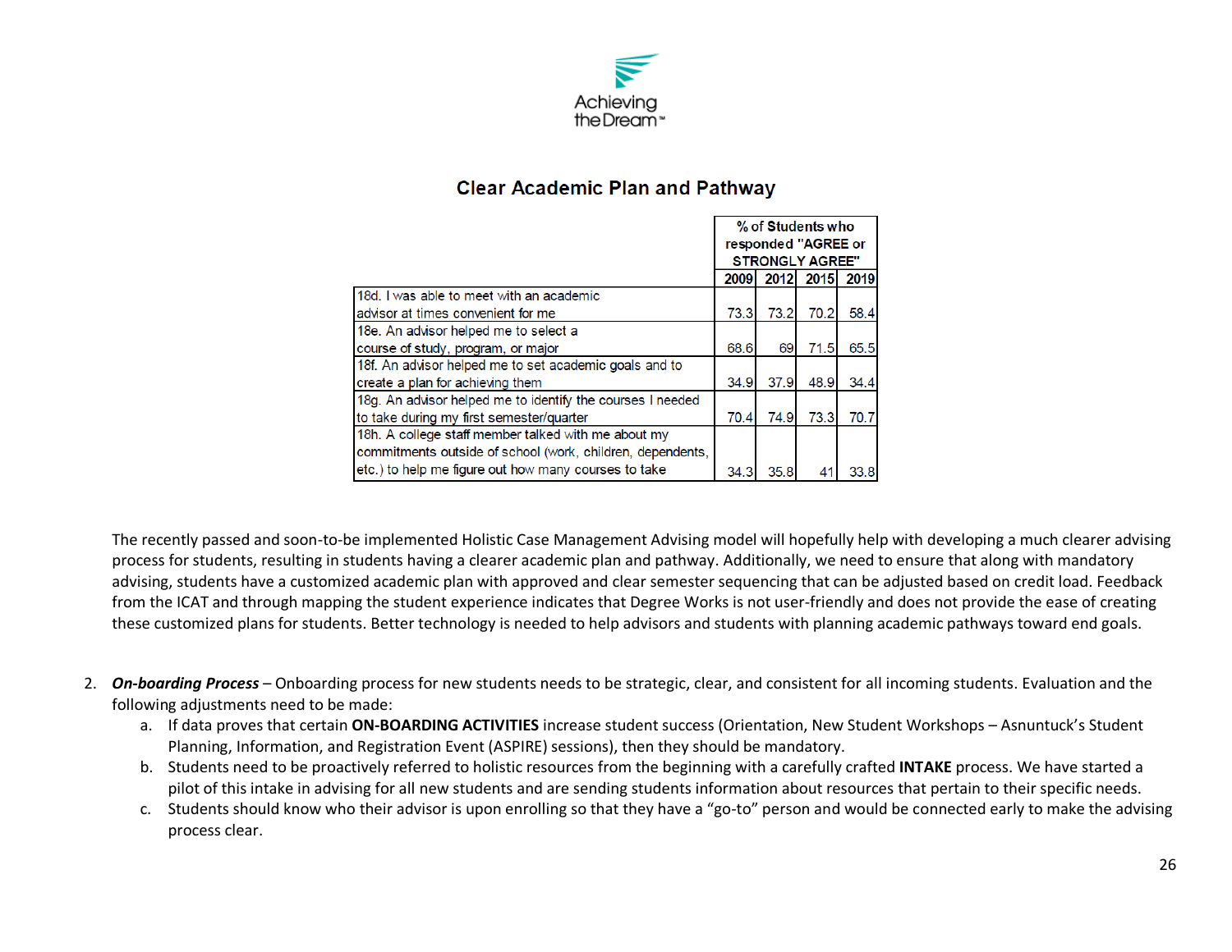Achieving the Dream™

## Clear Academic Plan and Pathway

| | % of Students who responded "AGREE or STRONGLY AGREE" | | | |
|---|---|---|---|---|
| | 2009 | 2012 | 2015 | 2019 |
| 18d. I was able to meet with an academic advisor at times convenient for me | 73.3 | 73.2 | 70.2 | 58.4 |
| 18e. An advisor helped me to select a course of study, program, or major | 68.6 | 69 | 71.5 | 65.5 |
| 18f. An advisor helped me to set academic goals and to create a plan for achieving them | 34.9 | 37.9 | 48.9 | 34.4 |
| 18g. An advisor helped me to identify the courses I needed to take during my first semester/quarter | 70.4 | 74.9 | 73.3 | 70.7 |
| 18h. A college staff member talked with me about my commitments outside of school (work, children, dependents, etc.) to help me figure out how many courses to take | 34.3 | 35.8 | 41 | 33.8 |

The recently passed and soon-to-be implemented Holistic Case Management Advising model will hopefully help with developing a much clearer advising process for students, resulting in students having a clearer academic plan and pathway. Additionally, we need to ensure that along with mandatory advising, students have a customized academic plan with approved and clear semester sequencing that can be adjusted based on credit load. Feedback from the ICAT and through mapping the student experience indicates that Degree Works is not user-friendly and does not provide the ease of creating these customized plans for students. Better technology is needed to help advisors and students with planning academic pathways toward end goals.

2. ***On-boarding Process*** – Onboarding process for new students needs to be strategic, clear, and consistent for all incoming students. Evaluation and the following adjustments need to be made:
   a. If data proves that certain **ON-BOARDING ACTIVITIES** increase student success (Orientation, New Student Workshops – Asnuntuck's Student Planning, Information, and Registration Event (ASPIRE) sessions), then they should be mandatory.
   b. Students need to be proactively referred to holistic resources from the beginning with a carefully crafted **INTAKE** process. We have started a pilot of this intake in advising for all new students and are sending students information about resources that pertain to their specific needs.
   c. Students should know who their advisor is upon enrolling so that they have a "go-to" person and would be connected early to make the advising process clear.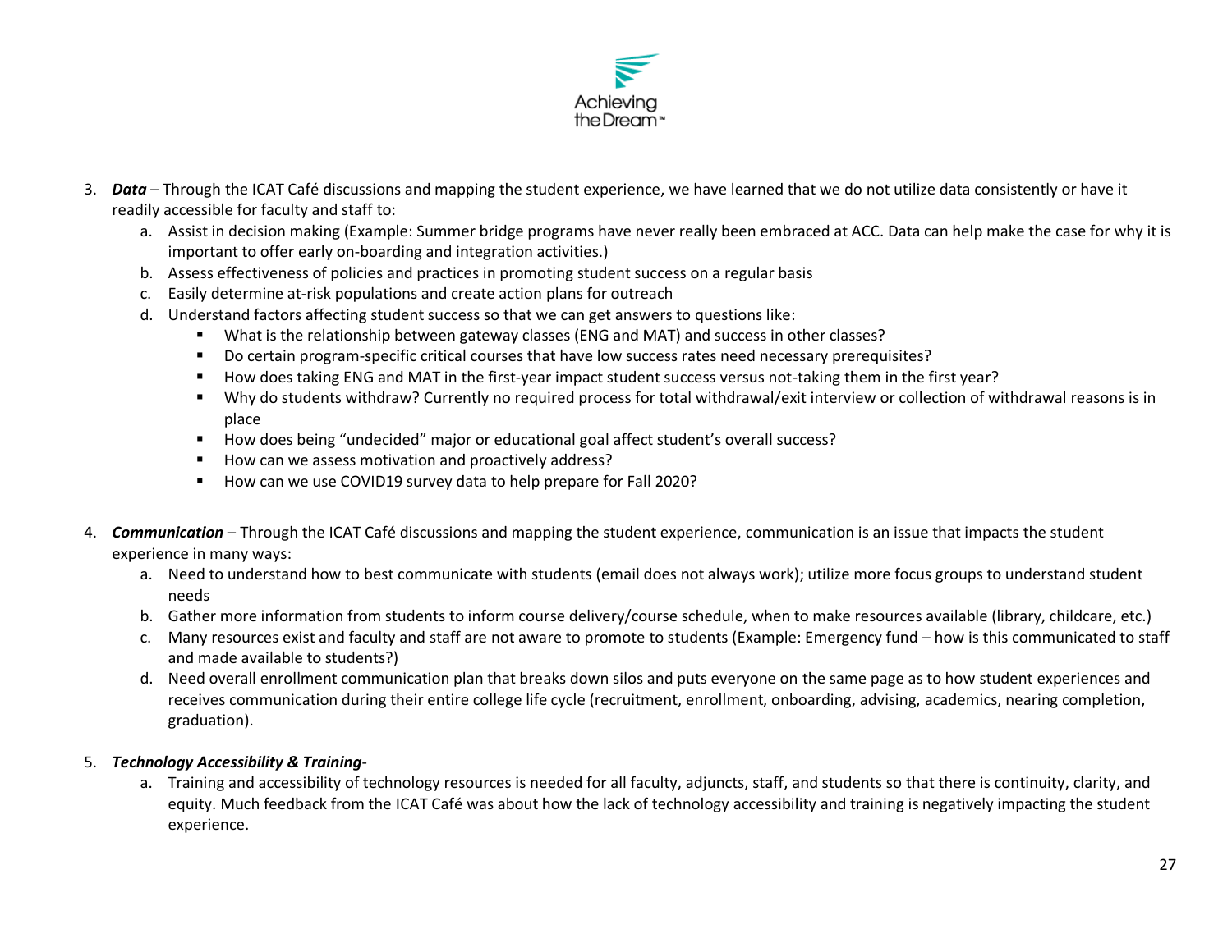3. ***Data*** – Through the ICAT Café discussions and mapping the student experience, we have learned that we do not utilize data consistently or have it readily accessible for faculty and staff to:
    a. Assist in decision making (Example: Summer bridge programs have never really been embraced at ACC. Data can help make the case for why it is important to offer early on-boarding and integration activities.)
    b. Assess effectiveness of policies and practices in promoting student success on a regular basis
    c. Easily determine at-risk populations and create action plans for outreach
    d. Understand factors affecting student success so that we can get answers to questions like:
        - What is the relationship between gateway classes (ENG and MAT) and success in other classes?
        - Do certain program-specific critical courses that have low success rates need necessary prerequisites?
        - How does taking ENG and MAT in the first-year impact student success versus not-taking them in the first year?
        - Why do students withdraw? Currently no required process for total withdrawal/exit interview or collection of withdrawal reasons is in place
        - How does being "undecided" major or educational goal affect student's overall success?
        - How can we assess motivation and proactively address?
        - How can we use COVID19 survey data to help prepare for Fall 2020?

4. ***Communication*** – Through the ICAT Café discussions and mapping the student experience, communication is an issue that impacts the student experience in many ways:
    a. Need to understand how to best communicate with students (email does not always work); utilize more focus groups to understand student needs
    b. Gather more information from students to inform course delivery/course schedule, when to make resources available (library, childcare, etc.)
    c. Many resources exist and faculty and staff are not aware to promote to students (Example: Emergency fund – how is this communicated to staff and made available to students?)
    d. Need overall enrollment communication plan that breaks down silos and puts everyone on the same page as to how student experiences and receives communication during their entire college life cycle (recruitment, enrollment, onboarding, advising, academics, nearing completion, graduation).

5. ***Technology Accessibility & Training***-
    a. Training and accessibility of technology resources is needed for all faculty, adjuncts, staff, and students so that there is continuity, clarity, and equity. Much feedback from the ICAT Café was about how the lack of technology accessibility and training is negatively impacting the student experience.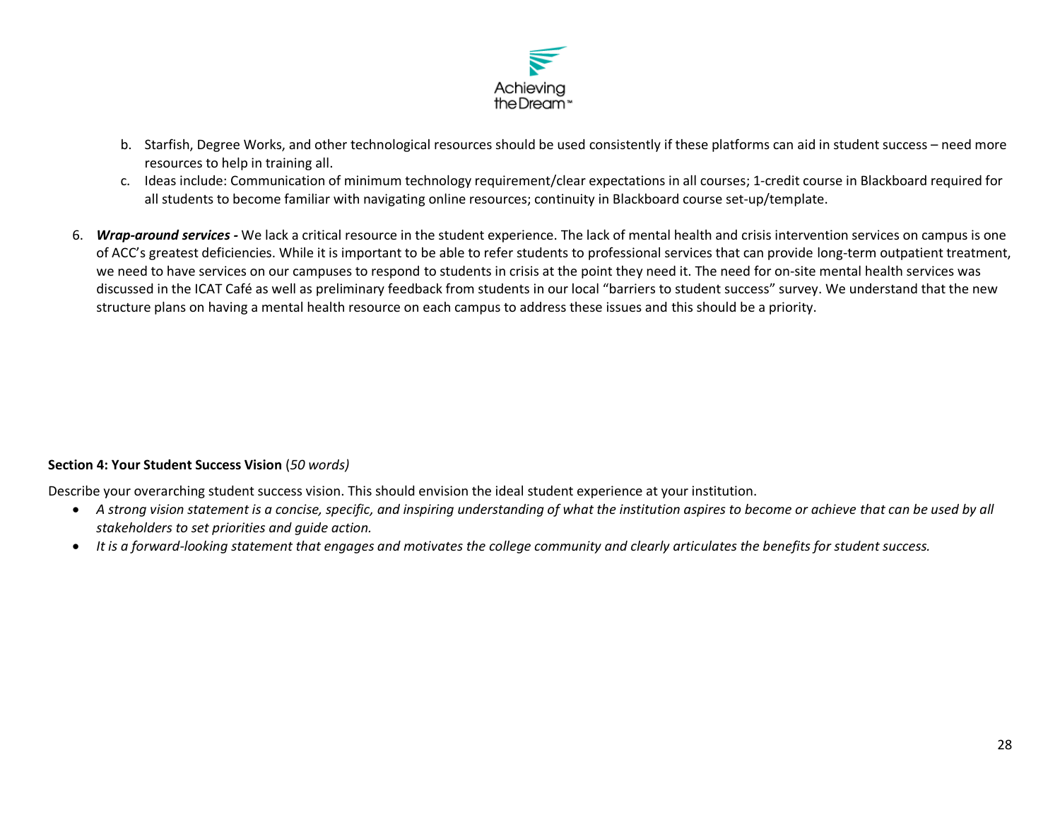b. Starfish, Degree Works, and other technological resources should be used consistently if these platforms can aid in student success – need more resources to help in training all.

c. Ideas include: Communication of minimum technology requirement/clear expectations in all courses; 1-credit course in Blackboard required for all students to become familiar with navigating online resources; continuity in Blackboard course set-up/template.

6. ***Wrap-around services -*** We lack a critical resource in the student experience. The lack of mental health and crisis intervention services on campus is one of ACC's greatest deficiencies. While it is important to be able to refer students to professional services that can provide long-term outpatient treatment, we need to have services on our campuses to respond to students in crisis at the point they need it. The need for on-site mental health services was discussed in the ICAT Café as well as preliminary feedback from students in our local "barriers to student success" survey. We understand that the new structure plans on having a mental health resource on each campus to address these issues and this should be a priority.

**Section 4: Your Student Success Vision** (*50 words)*

Describe your overarching student success vision. This should envision the ideal student experience at your institution.

- *A strong vision statement is a concise, specific, and inspiring understanding of what the institution aspires to become or achieve that can be used by all stakeholders to set priorities and guide action.*
- *It is a forward-looking statement that engages and motivates the college community and clearly articulates the benefits for student success.*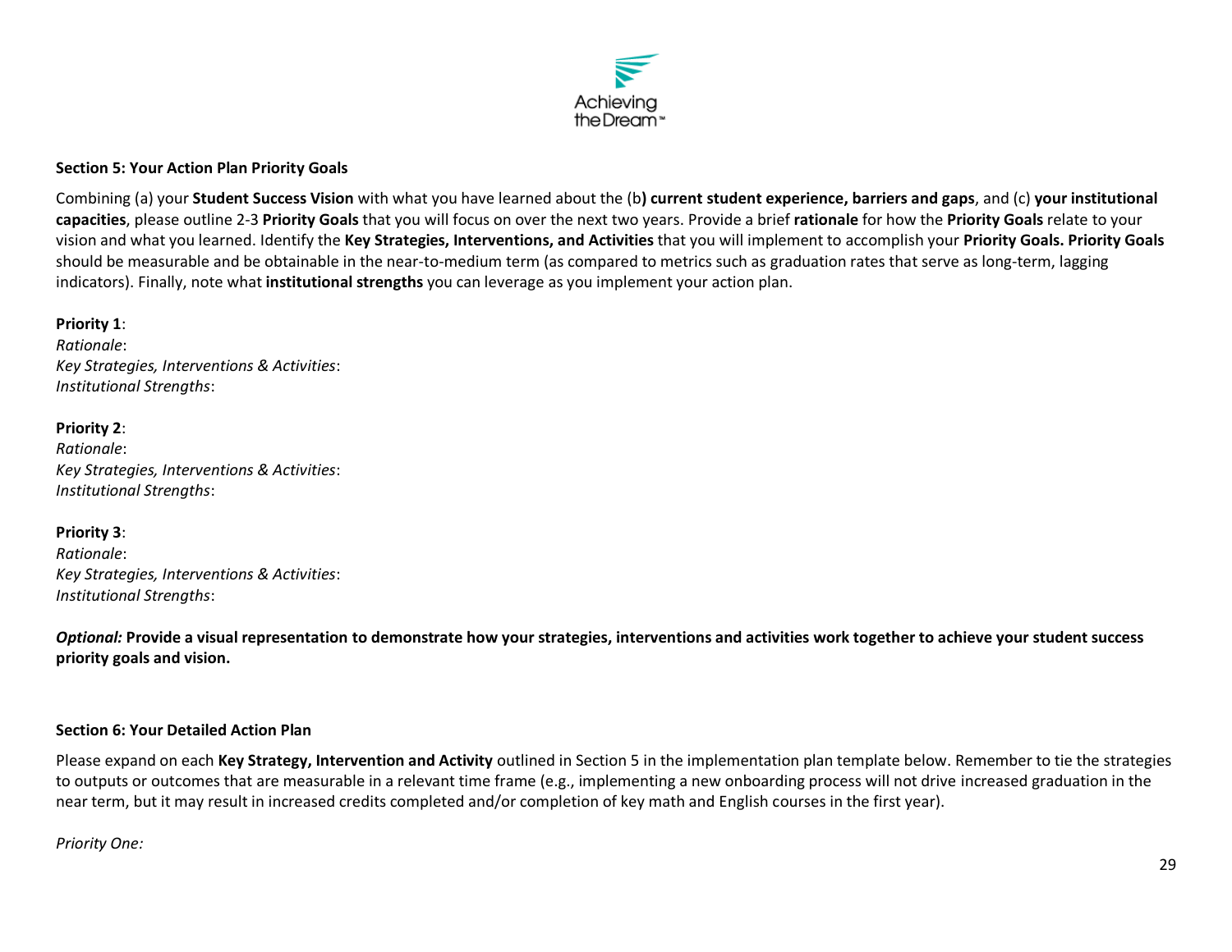**Section 5: Your Action Plan Priority Goals**

Combining (a) your **Student Success Vision** with what you have learned about the (b**) current student experience, barriers and gaps**, and (c) **your institutional capacities**, please outline 2-3 **Priority Goals** that you will focus on over the next two years. Provide a brief **rationale** for how the **Priority Goals** relate to your vision and what you learned. Identify the **Key Strategies, Interventions, and Activities** that you will implement to accomplish your **Priority Goals. Priority Goals** should be measurable and be obtainable in the near-to-medium term (as compared to metrics such as graduation rates that serve as long-term, lagging indicators). Finally, note what **institutional strengths** you can leverage as you implement your action plan.

**Priority 1**:
*Rationale*:
*Key Strategies, Interventions & Activities*:
*Institutional Strengths*:

**Priority 2**:
*Rationale*:
*Key Strategies, Interventions & Activities*:
*Institutional Strengths*:

**Priority 3**:
*Rationale*:
*Key Strategies, Interventions & Activities*:
*Institutional Strengths*:

***Optional:* Provide a visual representation to demonstrate how your strategies, interventions and activities work together to achieve your student success priority goals and vision.**

**Section 6: Your Detailed Action Plan**

Please expand on each **Key Strategy, Intervention and Activity** outlined in Section 5 in the implementation plan template below. Remember to tie the strategies to outputs or outcomes that are measurable in a relevant time frame (e.g., implementing a new onboarding process will not drive increased graduation in the near term, but it may result in increased credits completed and/or completion of key math and English courses in the first year).

*Priority One:*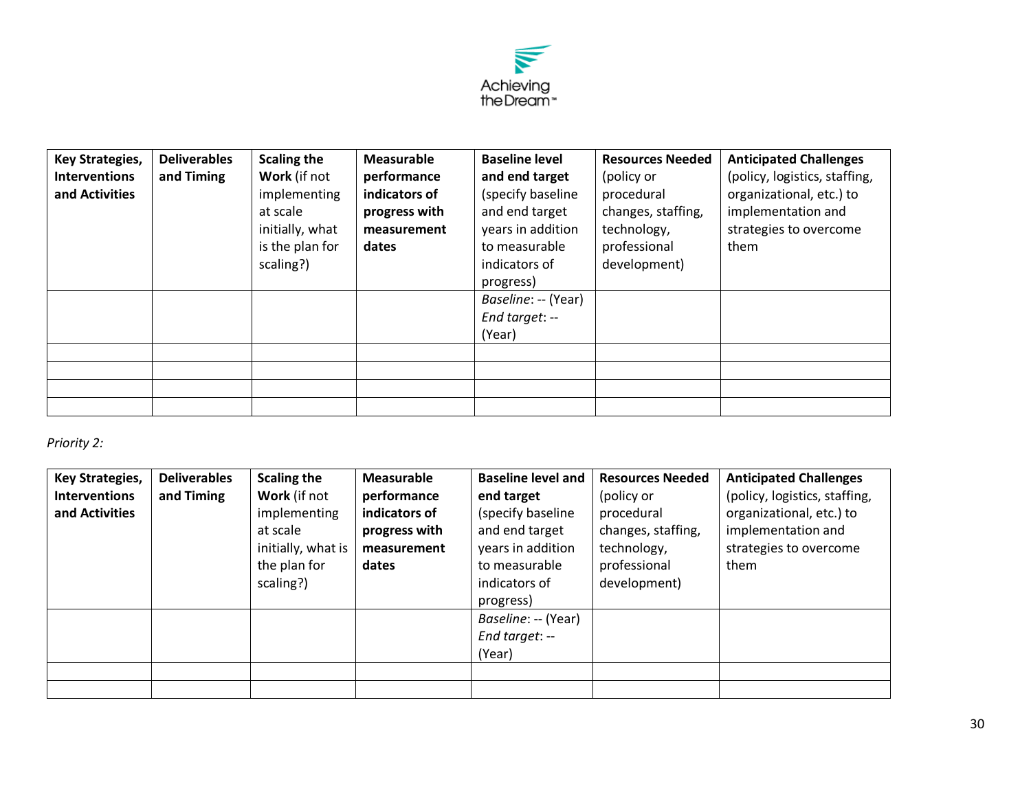| **Key Strategies, Interventions and Activities** | **Deliverables and Timing** | **Scaling the Work** (if not implementing at scale initially, what is the plan for scaling?) | **Measurable performance indicators of progress with measurement dates** | **Baseline level and end target** (specify baseline and end target years in addition to measurable indicators of progress) | **Resources Needed** (policy or procedural changes, staffing, technology, professional development) | **Anticipated Challenges** (policy, logistics, staffing, organizational, etc.) to implementation and strategies to overcome them |
|---|---|---|---|---|---|---|
| | | | | *Baseline*: -- (Year) *End target*: -- (Year) | | |
| | | | | | | |
| | | | | | | |
| | | | | | | |
| | | | | | | |

*Priority 2:*

| **Key Strategies, Interventions and Activities** | **Deliverables and Timing** | **Scaling the Work** (if not implementing at scale initially, what is the plan for scaling?) | **Measurable performance indicators of progress with measurement dates** | **Baseline level and end target** (specify baseline and end target years in addition to measurable indicators of progress) | **Resources Needed** (policy or procedural changes, staffing, technology, professional development) | **Anticipated Challenges** (policy, logistics, staffing, organizational, etc.) to implementation and strategies to overcome them |
|---|---|---|---|---|---|---|
| | | | | *Baseline*: -- (Year) *End target*: -- (Year) | | |
| | | | | | | |
| | | | | | | |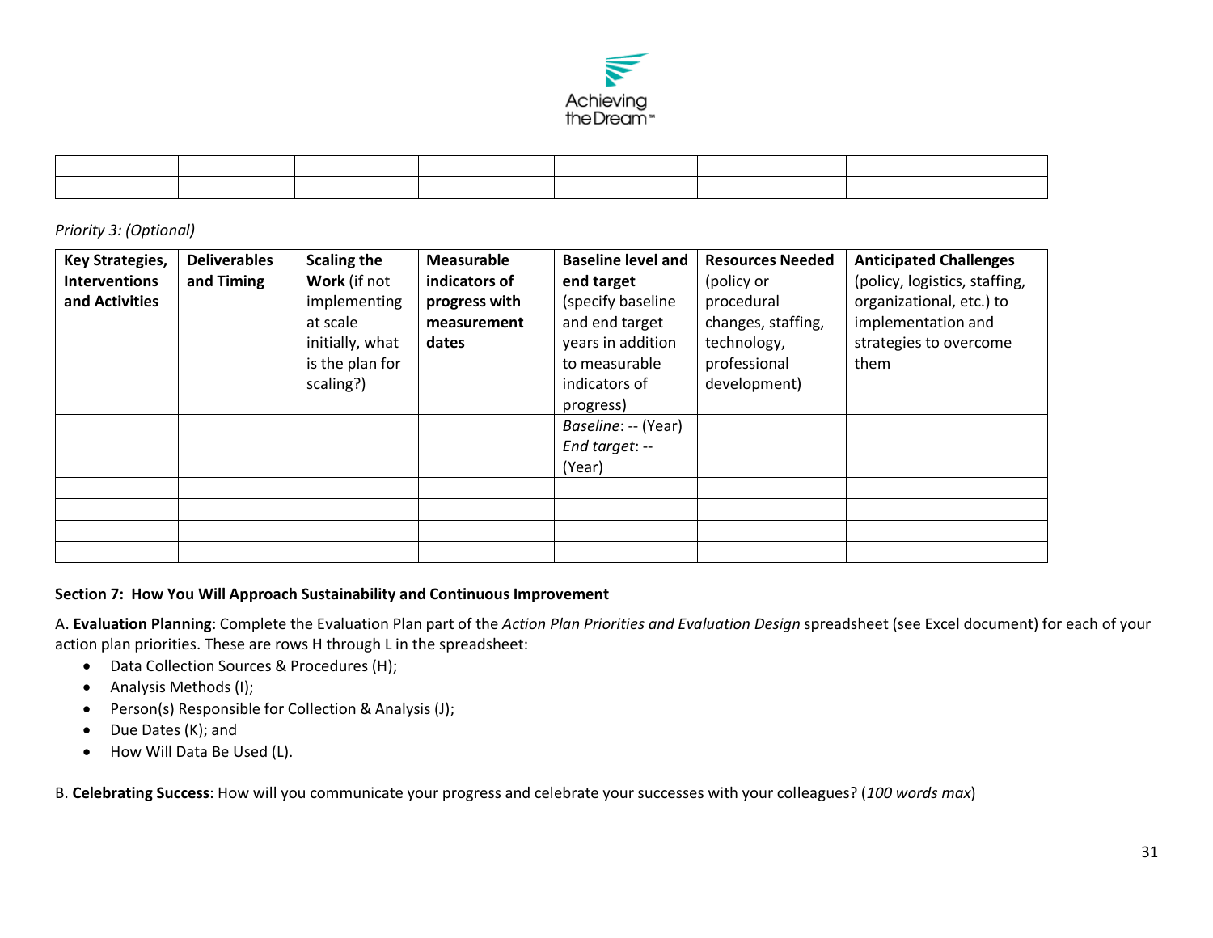| | | | | | | |
|---|---|---|---|---|---|---|
| | | | | | | |
| | | | | | | |

*Priority 3: (Optional)*

| **Key Strategies, Interventions and Activities** | **Deliverables and Timing** | **Scaling the Work** (if not implementing at scale initially, what is the plan for scaling?) | **Measurable indicators of progress with measurement dates** | **Baseline level and end target** (specify baseline and end target years in addition to measurable indicators of progress) | **Resources Needed** (policy or procedural changes, staffing, technology, professional development) | **Anticipated Challenges** (policy, logistics, staffing, organizational, etc.) to implementation and strategies to overcome them |
|---|---|---|---|---|---|---|
| | | | | *Baseline*: -- (Year)<br>*End target*: -- (Year) | | |
| | | | | | | |
| | | | | | | |
| | | | | | | |
| | | | | | | |

**Section 7: How You Will Approach Sustainability and Continuous Improvement**

A. **Evaluation Planning**: Complete the Evaluation Plan part of the *Action Plan Priorities and Evaluation Design* spreadsheet (see Excel document) for each of your action plan priorities. These are rows H through L in the spreadsheet:

- Data Collection Sources & Procedures (H);
- Analysis Methods (I);
- Person(s) Responsible for Collection & Analysis (J);
- Due Dates (K); and
- How Will Data Be Used (L).

B. **Celebrating Success**: How will you communicate your progress and celebrate your successes with your colleagues? (*100 words max*)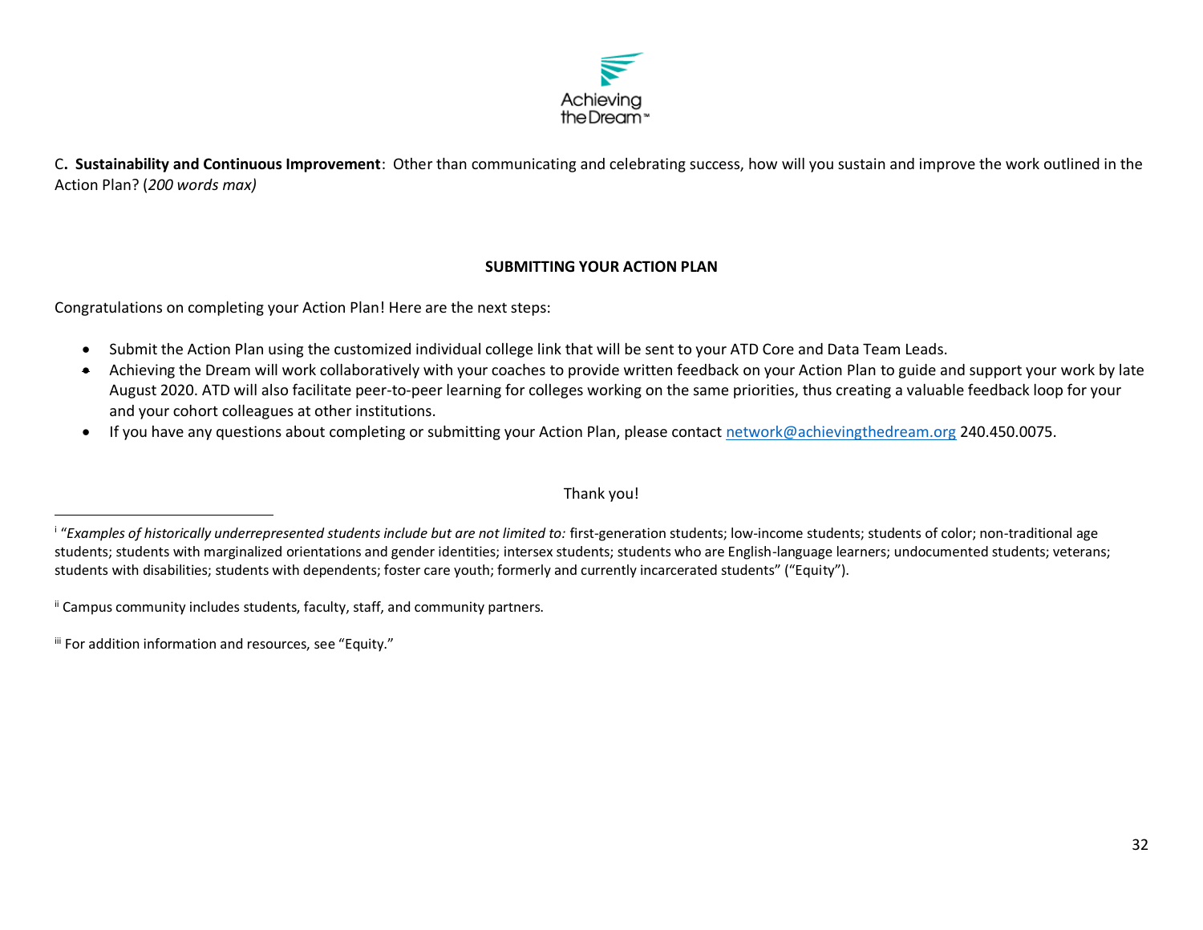C**. Sustainability and Continuous Improvement**: Other than communicating and celebrating success, how will you sustain and improve the work outlined in the Action Plan? (*200 words max)*

**SUBMITTING YOUR ACTION PLAN**

Congratulations on completing your Action Plan! Here are the next steps:

- Submit the Action Plan using the customized individual college link that will be sent to your ATD Core and Data Team Leads.
- Achieving the Dream will work collaboratively with your coaches to provide written feedback on your Action Plan to guide and support your work by late August 2020. ATD will also facilitate peer-to-peer learning for colleges working on the same priorities, thus creating a valuable feedback loop for your and your cohort colleagues at other institutions.
- If you have any questions about completing or submitting your Action Plan, please contact network@achievingthedream.org 240.450.0075.

Thank you!

---

[i] "*Examples of historically underrepresented students include but are not limited to:* first-generation students; low-income students; students of color; non-traditional age students; students with marginalized orientations and gender identities; intersex students; students who are English-language learners; undocumented students; veterans; students with disabilities; students with dependents; foster care youth; formerly and currently incarcerated students" ("Equity").

[ii] Campus community includes students, faculty, staff, and community partners.

[iii] For addition information and resources, see "Equity."